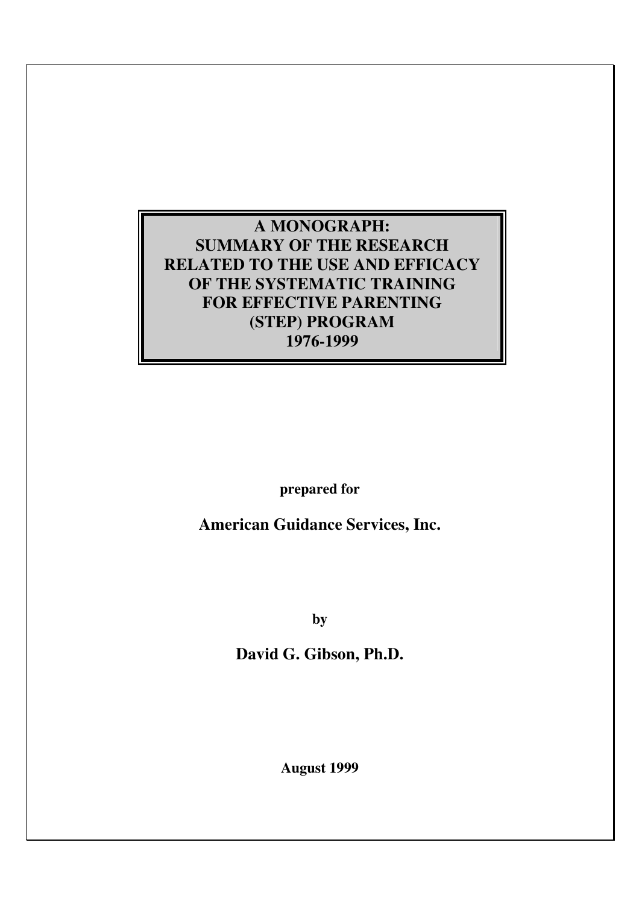# A MONOGRAPH: SUMMARY OF THE RESEARCH RELATED TO THE USE AND EFFICACY OF THE SYSTEMATIC TRAINING FOR EFFECTIVE PARENTING (STEP) PROGRAM 1976-1999

**prepared for**

**American Guidance Services, Inc.**

**by**

**David G. Gibson, Ph.D.**

**August 1999**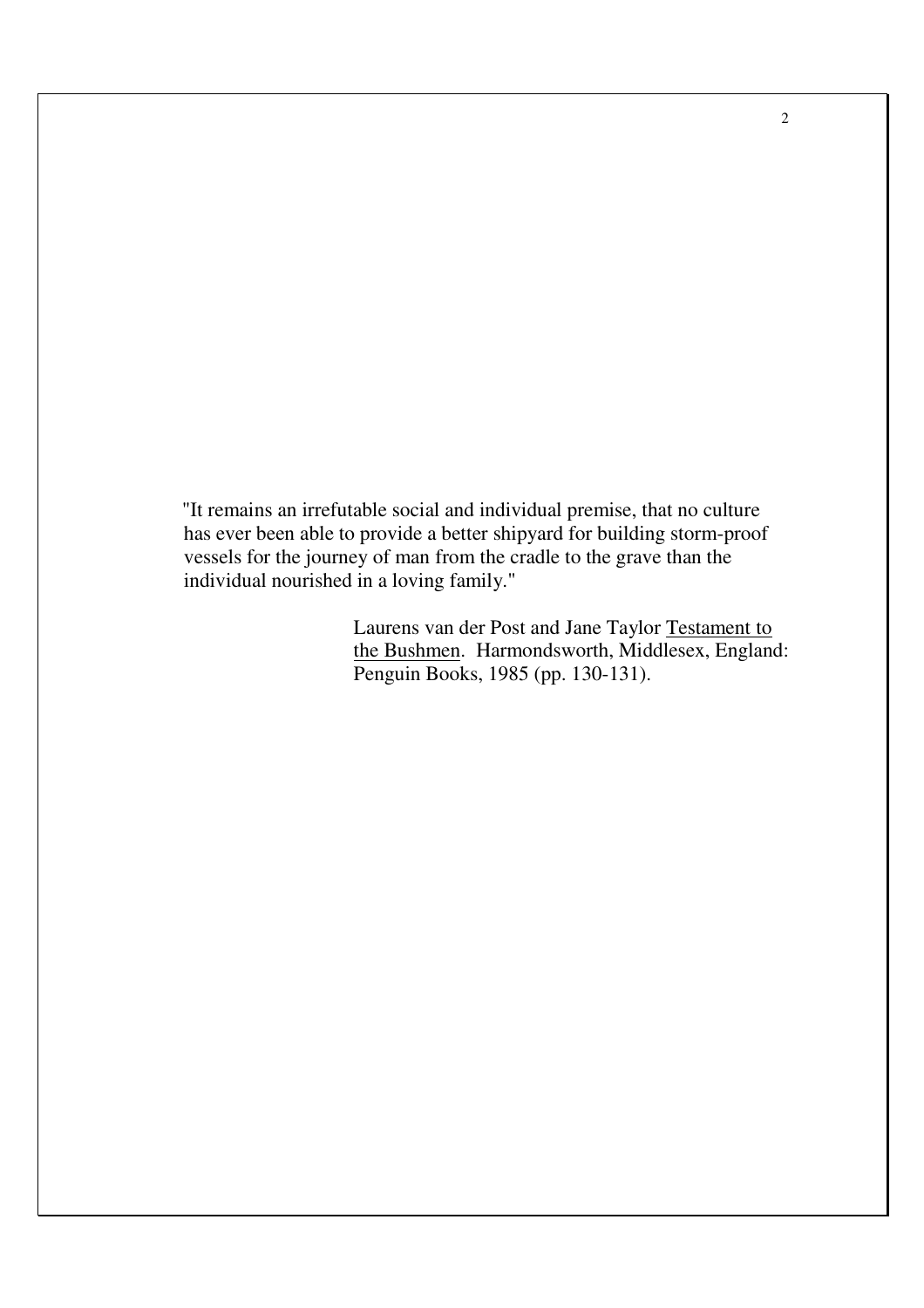"It remains an irrefutable social and individual premise, that no culture has ever been able to provide a better shipyard for building storm-proof vessels for the journey of man from the cradle to the grave than the individual nourished in a loving family."

> Laurens van der Post and Jane Taylor Testament to the Bushmen. Harmondsworth, Middlesex, England: Penguin Books, 1985 (pp. 130-131).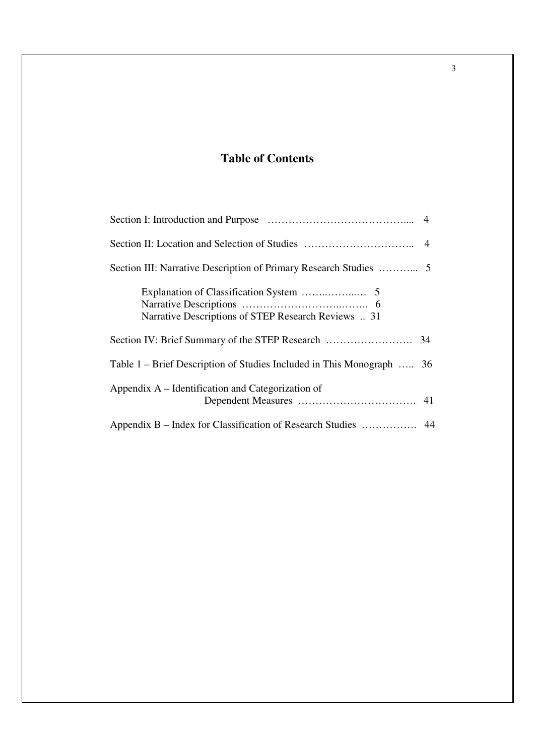# Table of Contents

Section I: Introduction and Purpose ………………………………….... 4

Section II: Location and Selection of Studies ………………………….. 4

Section III: Narrative Description of Primary Research Studies ………... 5

- Explanation of Classification System ……..……...… 5
- Narrative Descriptions ………………………..…….. 6
- Narrative Descriptions of STEP Research Reviews .. 31

Section IV: Brief Summary of the STEP Research ……………………. 34

Table 1 – Brief Description of Studies Included in This Monograph ….. 36

Appendix A – Identification and Categorization of Dependent Measures ……………………………. 41

Appendix B – Index for Classification of Research Studies ……………. 44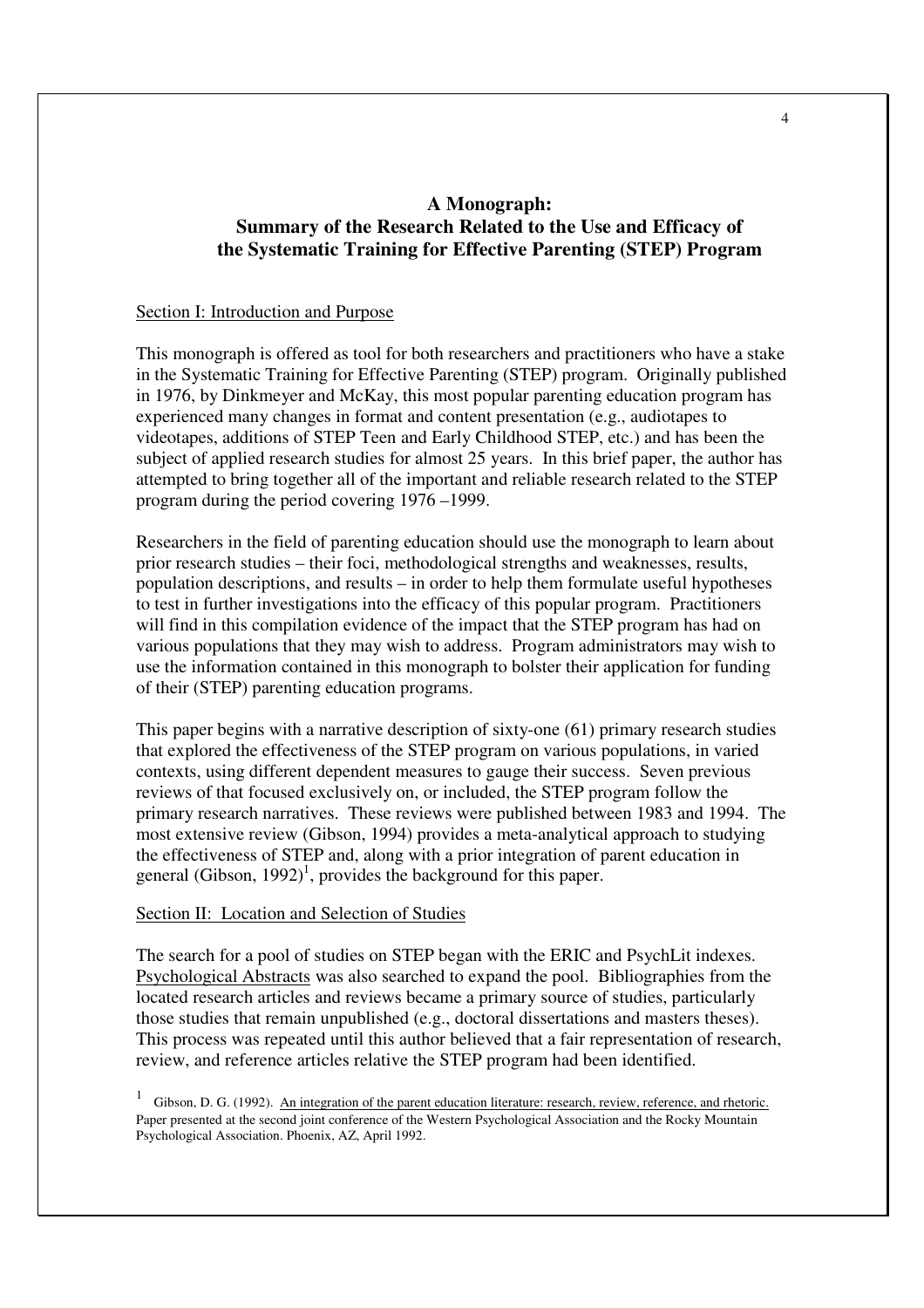# A Monograph:
# Summary of the Research Related to the Use and Efficacy of the Systematic Training for Effective Parenting (STEP) Program

## Section I: Introduction and Purpose

This monograph is offered as tool for both researchers and practitioners who have a stake in the Systematic Training for Effective Parenting (STEP) program. Originally published in 1976, by Dinkmeyer and McKay, this most popular parenting education program has experienced many changes in format and content presentation (e.g., audiotapes to videotapes, additions of STEP Teen and Early Childhood STEP, etc.) and has been the subject of applied research studies for almost 25 years. In this brief paper, the author has attempted to bring together all of the important and reliable research related to the STEP program during the period covering 1976 –1999.

Researchers in the field of parenting education should use the monograph to learn about prior research studies – their foci, methodological strengths and weaknesses, results, population descriptions, and results – in order to help them formulate useful hypotheses to test in further investigations into the efficacy of this popular program. Practitioners will find in this compilation evidence of the impact that the STEP program has had on various populations that they may wish to address. Program administrators may wish to use the information contained in this monograph to bolster their application for funding of their (STEP) parenting education programs.

This paper begins with a narrative description of sixty-one (61) primary research studies that explored the effectiveness of the STEP program on various populations, in varied contexts, using different dependent measures to gauge their success. Seven previous reviews of that focused exclusively on, or included, the STEP program follow the primary research narratives. These reviews were published between 1983 and 1994. The most extensive review (Gibson, 1994) provides a meta-analytical approach to studying the effectiveness of STEP and, along with a prior integration of parent education in general (Gibson, 1992)[1], provides the background for this paper.

## Section II: Location and Selection of Studies

The search for a pool of studies on STEP began with the ERIC and PsychLit indexes. Psychological Abstracts was also searched to expand the pool. Bibliographies from the located research articles and reviews became a primary source of studies, particularly those studies that remain unpublished (e.g., doctoral dissertations and masters theses). This process was repeated until this author believed that a fair representation of research, review, and reference articles relative the STEP program had been identified.

[1] Gibson, D. G. (1992). An integration of the parent education literature: research, review, reference, and rhetoric. Paper presented at the second joint conference of the Western Psychological Association and the Rocky Mountain Psychological Association. Phoenix, AZ, April 1992.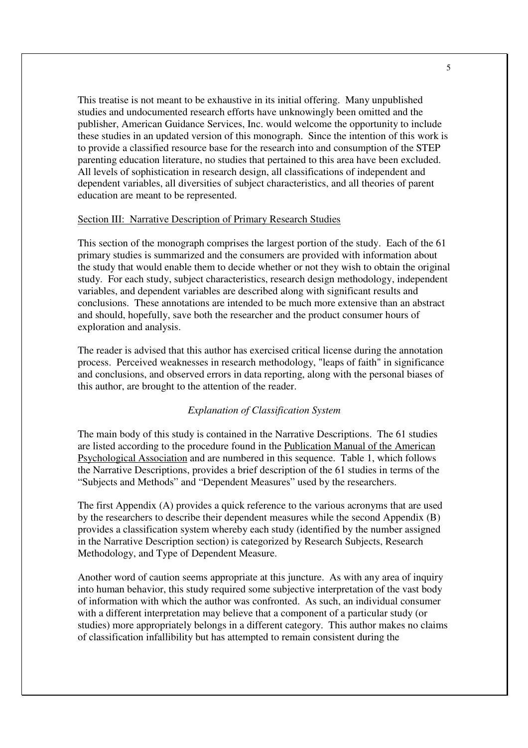This treatise is not meant to be exhaustive in its initial offering. Many unpublished studies and undocumented research efforts have unknowingly been omitted and the publisher, American Guidance Services, Inc. would welcome the opportunity to include these studies in an updated version of this monograph. Since the intention of this work is to provide a classified resource base for the research into and consumption of the STEP parenting education literature, no studies that pertained to this area have been excluded. All levels of sophistication in research design, all classifications of independent and dependent variables, all diversities of subject characteristics, and all theories of parent education are meant to be represented.

## Section III: Narrative Description of Primary Research Studies

This section of the monograph comprises the largest portion of the study. Each of the 61 primary studies is summarized and the consumers are provided with information about the study that would enable them to decide whether or not they wish to obtain the original study. For each study, subject characteristics, research design methodology, independent variables, and dependent variables are described along with significant results and conclusions. These annotations are intended to be much more extensive than an abstract and should, hopefully, save both the researcher and the product consumer hours of exploration and analysis.

The reader is advised that this author has exercised critical license during the annotation process. Perceived weaknesses in research methodology, "leaps of faith" in significance and conclusions, and observed errors in data reporting, along with the personal biases of this author, are brought to the attention of the reader.

### *Explanation of Classification System*

The main body of this study is contained in the Narrative Descriptions. The 61 studies are listed according to the procedure found in the Publication Manual of the American Psychological Association and are numbered in this sequence. Table 1, which follows the Narrative Descriptions, provides a brief description of the 61 studies in terms of the "Subjects and Methods" and "Dependent Measures" used by the researchers.

The first Appendix (A) provides a quick reference to the various acronyms that are used by the researchers to describe their dependent measures while the second Appendix (B) provides a classification system whereby each study (identified by the number assigned in the Narrative Description section) is categorized by Research Subjects, Research Methodology, and Type of Dependent Measure.

Another word of caution seems appropriate at this juncture. As with any area of inquiry into human behavior, this study required some subjective interpretation of the vast body of information with which the author was confronted. As such, an individual consumer with a different interpretation may believe that a component of a particular study (or studies) more appropriately belongs in a different category. This author makes no claims of classification infallibility but has attempted to remain consistent during the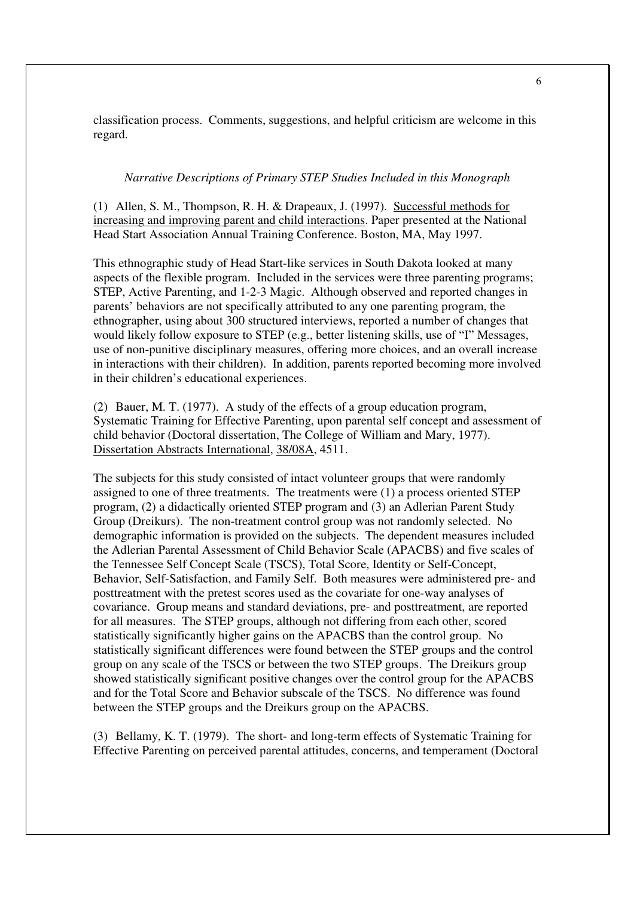classification process. Comments, suggestions, and helpful criticism are welcome in this regard.

*Narrative Descriptions of Primary STEP Studies Included in this Monograph*

(1) Allen, S. M., Thompson, R. H. & Drapeaux, J. (1997). Successful methods for increasing and improving parent and child interactions. Paper presented at the National Head Start Association Annual Training Conference. Boston, MA, May 1997.

This ethnographic study of Head Start-like services in South Dakota looked at many aspects of the flexible program. Included in the services were three parenting programs; STEP, Active Parenting, and 1-2-3 Magic. Although observed and reported changes in parents' behaviors are not specifically attributed to any one parenting program, the ethnographer, using about 300 structured interviews, reported a number of changes that would likely follow exposure to STEP (e.g., better listening skills, use of "I" Messages, use of non-punitive disciplinary measures, offering more choices, and an overall increase in interactions with their children). In addition, parents reported becoming more involved in their children's educational experiences.

(2) Bauer, M. T. (1977). A study of the effects of a group education program, Systematic Training for Effective Parenting, upon parental self concept and assessment of child behavior (Doctoral dissertation, The College of William and Mary, 1977). Dissertation Abstracts International, 38/08A, 4511.

The subjects for this study consisted of intact volunteer groups that were randomly assigned to one of three treatments. The treatments were (1) a process oriented STEP program, (2) a didactically oriented STEP program and (3) an Adlerian Parent Study Group (Dreikurs). The non-treatment control group was not randomly selected. No demographic information is provided on the subjects. The dependent measures included the Adlerian Parental Assessment of Child Behavior Scale (APACBS) and five scales of the Tennessee Self Concept Scale (TSCS), Total Score, Identity or Self-Concept, Behavior, Self-Satisfaction, and Family Self. Both measures were administered pre- and posttreatment with the pretest scores used as the covariate for one-way analyses of covariance. Group means and standard deviations, pre- and posttreatment, are reported for all measures. The STEP groups, although not differing from each other, scored statistically significantly higher gains on the APACBS than the control group. No statistically significant differences were found between the STEP groups and the control group on any scale of the TSCS or between the two STEP groups. The Dreikurs group showed statistically significant positive changes over the control group for the APACBS and for the Total Score and Behavior subscale of the TSCS. No difference was found between the STEP groups and the Dreikurs group on the APACBS.

(3) Bellamy, K. T. (1979). The short- and long-term effects of Systematic Training for Effective Parenting on perceived parental attitudes, concerns, and temperament (Doctoral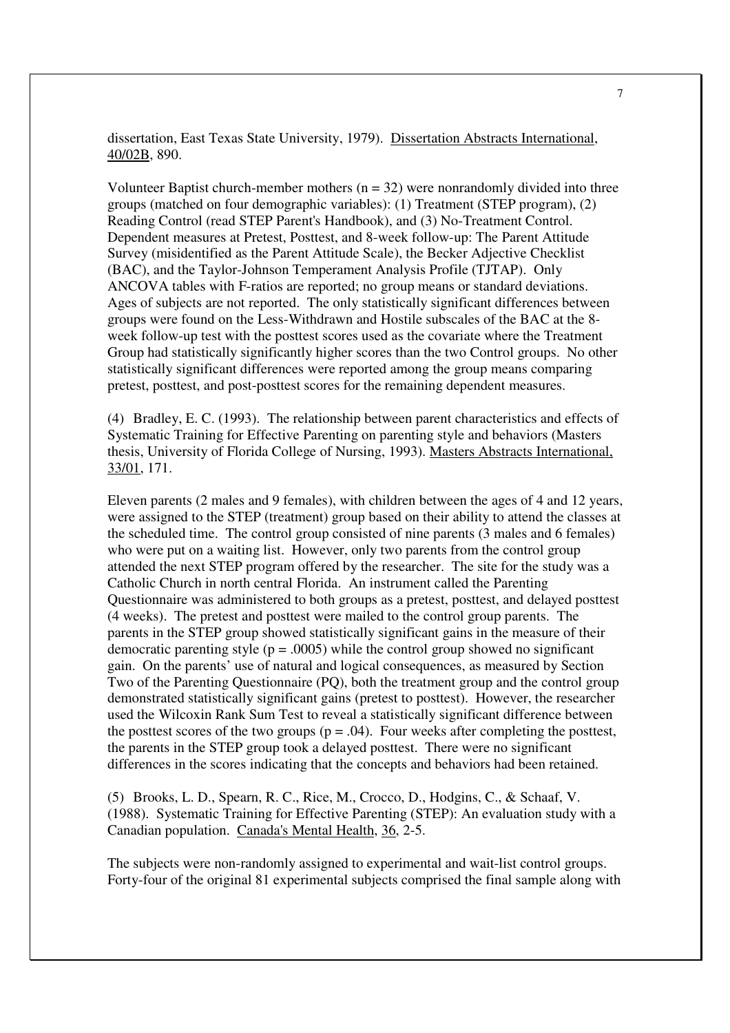dissertation, East Texas State University, 1979). Dissertation Abstracts International, 40/02B, 890.

Volunteer Baptist church-member mothers ($n = 32$) were nonrandomly divided into three groups (matched on four demographic variables): (1) Treatment (STEP program), (2) Reading Control (read STEP Parent's Handbook), and (3) No-Treatment Control. Dependent measures at Pretest, Posttest, and 8-week follow-up: The Parent Attitude Survey (misidentified as the Parent Attitude Scale), the Becker Adjective Checklist (BAC), and the Taylor-Johnson Temperament Analysis Profile (TJTAP). Only ANCOVA tables with F-ratios are reported; no group means or standard deviations. Ages of subjects are not reported. The only statistically significant differences between groups were found on the Less-Withdrawn and Hostile subscales of the BAC at the 8-week follow-up test with the posttest scores used as the covariate where the Treatment Group had statistically significantly higher scores than the two Control groups. No other statistically significant differences were reported among the group means comparing pretest, posttest, and post-posttest scores for the remaining dependent measures.

(4) Bradley, E. C. (1993). The relationship between parent characteristics and effects of Systematic Training for Effective Parenting on parenting style and behaviors (Masters thesis, University of Florida College of Nursing, 1993). Masters Abstracts International, 33/01, 171.

Eleven parents (2 males and 9 females), with children between the ages of 4 and 12 years, were assigned to the STEP (treatment) group based on their ability to attend the classes at the scheduled time. The control group consisted of nine parents (3 males and 6 females) who were put on a waiting list. However, only two parents from the control group attended the next STEP program offered by the researcher. The site for the study was a Catholic Church in north central Florida. An instrument called the Parenting Questionnaire was administered to both groups as a pretest, posttest, and delayed posttest (4 weeks). The pretest and posttest were mailed to the control group parents. The parents in the STEP group showed statistically significant gains in the measure of their democratic parenting style ($p = .0005$) while the control group showed no significant gain. On the parents' use of natural and logical consequences, as measured by Section Two of the Parenting Questionnaire (PQ), both the treatment group and the control group demonstrated statistically significant gains (pretest to posttest). However, the researcher used the Wilcoxin Rank Sum Test to reveal a statistically significant difference between the posttest scores of the two groups ($p = .04$). Four weeks after completing the posttest, the parents in the STEP group took a delayed posttest. There were no significant differences in the scores indicating that the concepts and behaviors had been retained.

(5) Brooks, L. D., Spearn, R. C., Rice, M., Crocco, D., Hodgins, C., & Schaaf, V. (1988). Systematic Training for Effective Parenting (STEP): An evaluation study with a Canadian population. Canada's Mental Health, 36, 2-5.

The subjects were non-randomly assigned to experimental and wait-list control groups. Forty-four of the original 81 experimental subjects comprised the final sample along with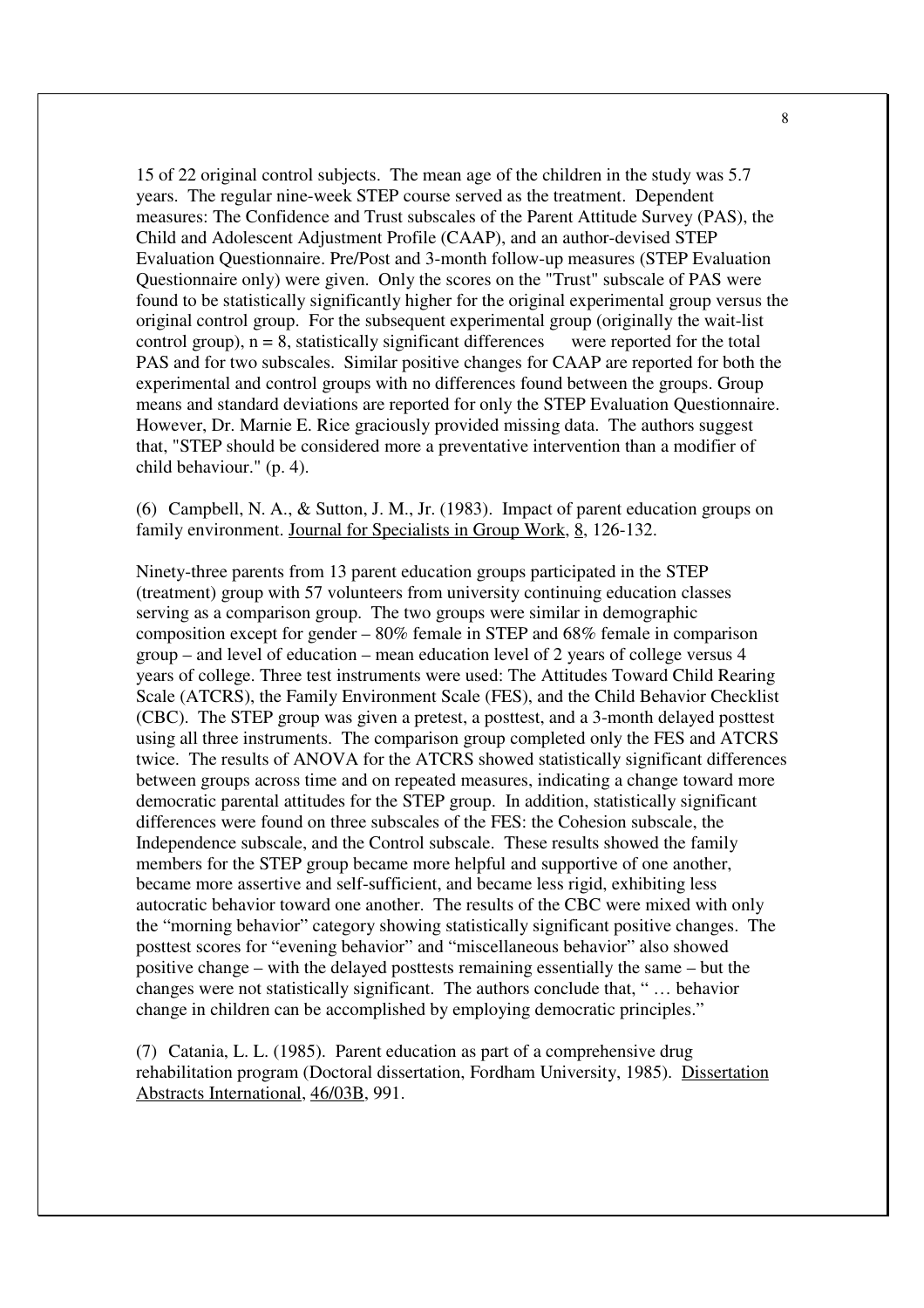15 of 22 original control subjects. The mean age of the children in the study was 5.7 years. The regular nine-week STEP course served as the treatment. Dependent measures: The Confidence and Trust subscales of the Parent Attitude Survey (PAS), the Child and Adolescent Adjustment Profile (CAAP), and an author-devised STEP Evaluation Questionnaire. Pre/Post and 3-month follow-up measures (STEP Evaluation Questionnaire only) were given. Only the scores on the "Trust" subscale of PAS were found to be statistically significantly higher for the original experimental group versus the original control group. For the subsequent experimental group (originally the wait-list control group), n = 8, statistically significant differences were reported for the total PAS and for two subscales. Similar positive changes for CAAP are reported for both the experimental and control groups with no differences found between the groups. Group means and standard deviations are reported for only the STEP Evaluation Questionnaire. However, Dr. Marnie E. Rice graciously provided missing data. The authors suggest that, "STEP should be considered more a preventative intervention than a modifier of child behaviour." (p. 4).

(6) Campbell, N. A., & Sutton, J. M., Jr. (1983). Impact of parent education groups on family environment. Journal for Specialists in Group Work, 8, 126-132.

Ninety-three parents from 13 parent education groups participated in the STEP (treatment) group with 57 volunteers from university continuing education classes serving as a comparison group. The two groups were similar in demographic composition except for gender – 80% female in STEP and 68% female in comparison group – and level of education – mean education level of 2 years of college versus 4 years of college. Three test instruments were used: The Attitudes Toward Child Rearing Scale (ATCRS), the Family Environment Scale (FES), and the Child Behavior Checklist (CBC). The STEP group was given a pretest, a posttest, and a 3-month delayed posttest using all three instruments. The comparison group completed only the FES and ATCRS twice. The results of ANOVA for the ATCRS showed statistically significant differences between groups across time and on repeated measures, indicating a change toward more democratic parental attitudes for the STEP group. In addition, statistically significant differences were found on three subscales of the FES: the Cohesion subscale, the Independence subscale, and the Control subscale. These results showed the family members for the STEP group became more helpful and supportive of one another, became more assertive and self-sufficient, and became less rigid, exhibiting less autocratic behavior toward one another. The results of the CBC were mixed with only the "morning behavior" category showing statistically significant positive changes. The posttest scores for "evening behavior" and "miscellaneous behavior" also showed positive change – with the delayed posttests remaining essentially the same – but the changes were not statistically significant. The authors conclude that, " … behavior change in children can be accomplished by employing democratic principles."

(7) Catania, L. L. (1985). Parent education as part of a comprehensive drug rehabilitation program (Doctoral dissertation, Fordham University, 1985). Dissertation Abstracts International, 46/03B, 991.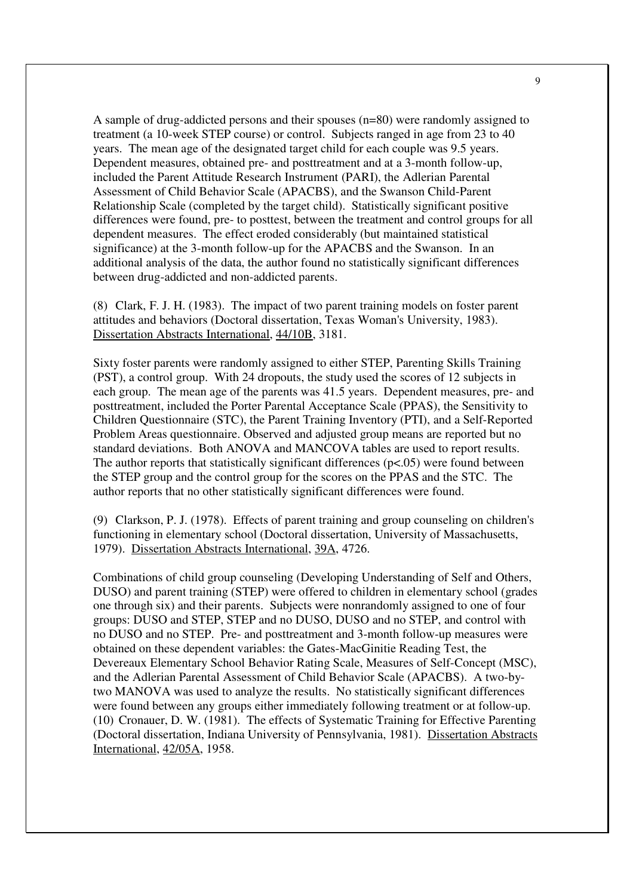A sample of drug-addicted persons and their spouses (n=80) were randomly assigned to treatment (a 10-week STEP course) or control. Subjects ranged in age from 23 to 40 years. The mean age of the designated target child for each couple was 9.5 years. Dependent measures, obtained pre- and posttreatment and at a 3-month follow-up, included the Parent Attitude Research Instrument (PARI), the Adlerian Parental Assessment of Child Behavior Scale (APACBS), and the Swanson Child-Parent Relationship Scale (completed by the target child). Statistically significant positive differences were found, pre- to posttest, between the treatment and control groups for all dependent measures. The effect eroded considerably (but maintained statistical significance) at the 3-month follow-up for the APACBS and the Swanson. In an additional analysis of the data, the author found no statistically significant differences between drug-addicted and non-addicted parents.

(8) Clark, F. J. H. (1983). The impact of two parent training models on foster parent attitudes and behaviors (Doctoral dissertation, Texas Woman's University, 1983). Dissertation Abstracts International, 44/10B, 3181.

Sixty foster parents were randomly assigned to either STEP, Parenting Skills Training (PST), a control group. With 24 dropouts, the study used the scores of 12 subjects in each group. The mean age of the parents was 41.5 years. Dependent measures, pre- and posttreatment, included the Porter Parental Acceptance Scale (PPAS), the Sensitivity to Children Questionnaire (STC), the Parent Training Inventory (PTI), and a Self-Reported Problem Areas questionnaire. Observed and adjusted group means are reported but no standard deviations. Both ANOVA and MANCOVA tables are used to report results. The author reports that statistically significant differences ($p<.05$) were found between the STEP group and the control group for the scores on the PPAS and the STC. The author reports that no other statistically significant differences were found.

(9) Clarkson, P. J. (1978). Effects of parent training and group counseling on children's functioning in elementary school (Doctoral dissertation, University of Massachusetts, 1979). Dissertation Abstracts International, 39A, 4726.

Combinations of child group counseling (Developing Understanding of Self and Others, DUSO) and parent training (STEP) were offered to children in elementary school (grades one through six) and their parents. Subjects were nonrandomly assigned to one of four groups: DUSO and STEP, STEP and no DUSO, DUSO and no STEP, and control with no DUSO and no STEP. Pre- and posttreatment and 3-month follow-up measures were obtained on these dependent variables: the Gates-MacGinitie Reading Test, the Devereaux Elementary School Behavior Rating Scale, Measures of Self-Concept (MSC), and the Adlerian Parental Assessment of Child Behavior Scale (APACBS). A two-by-two MANOVA was used to analyze the results. No statistically significant differences were found between any groups either immediately following treatment or at follow-up.

(10) Cronauer, D. W. (1981). The effects of Systematic Training for Effective Parenting (Doctoral dissertation, Indiana University of Pennsylvania, 1981). Dissertation Abstracts International, 42/05A, 1958.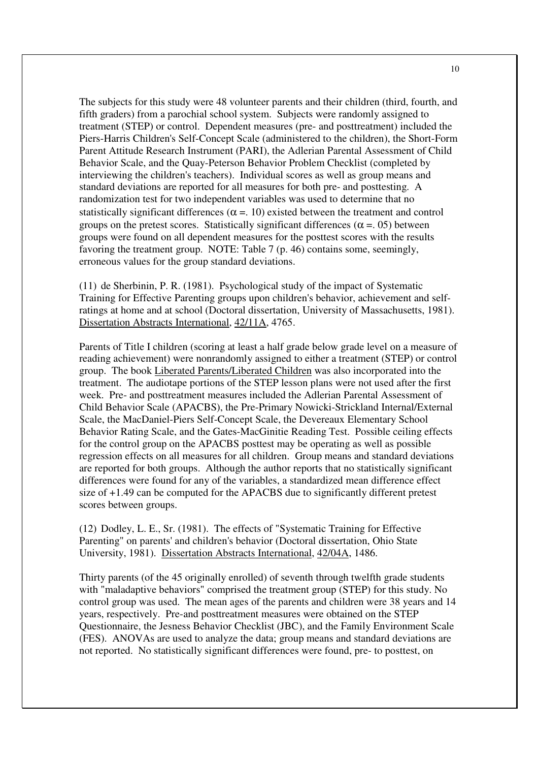The subjects for this study were 48 volunteer parents and their children (third, fourth, and fifth graders) from a parochial school system. Subjects were randomly assigned to treatment (STEP) or control. Dependent measures (pre- and posttreatment) included the Piers-Harris Children's Self-Concept Scale (administered to the children), the Short-Form Parent Attitude Research Instrument (PARI), the Adlerian Parental Assessment of Child Behavior Scale, and the Quay-Peterson Behavior Problem Checklist (completed by interviewing the children's teachers). Individual scores as well as group means and standard deviations are reported for all measures for both pre- and posttesting. A randomization test for two independent variables was used to determine that no statistically significant differences ($\alpha = .10$) existed between the treatment and control groups on the pretest scores. Statistically significant differences ($\alpha = .05$) between groups were found on all dependent measures for the posttest scores with the results favoring the treatment group. NOTE: Table 7 (p. 46) contains some, seemingly, erroneous values for the group standard deviations.

(11) de Sherbinin, P. R. (1981). Psychological study of the impact of Systematic Training for Effective Parenting groups upon children's behavior, achievement and self-ratings at home and at school (Doctoral dissertation, University of Massachusetts, 1981). Dissertation Abstracts International, 42/11A, 4765.

Parents of Title I children (scoring at least a half grade below grade level on a measure of reading achievement) were nonrandomly assigned to either a treatment (STEP) or control group. The book Liberated Parents/Liberated Children was also incorporated into the treatment. The audiotape portions of the STEP lesson plans were not used after the first week. Pre- and posttreatment measures included the Adlerian Parental Assessment of Child Behavior Scale (APACBS), the Pre-Primary Nowicki-Strickland Internal/External Scale, the MacDaniel-Piers Self-Concept Scale, the Devereaux Elementary School Behavior Rating Scale, and the Gates-MacGinitie Reading Test. Possible ceiling effects for the control group on the APACBS posttest may be operating as well as possible regression effects on all measures for all children. Group means and standard deviations are reported for both groups. Although the author reports that no statistically significant differences were found for any of the variables, a standardized mean difference effect size of +1.49 can be computed for the APACBS due to significantly different pretest scores between groups.

(12) Dodley, L. E., Sr. (1981). The effects of "Systematic Training for Effective Parenting" on parents' and children's behavior (Doctoral dissertation, Ohio State University, 1981). Dissertation Abstracts International, 42/04A, 1486.

Thirty parents (of the 45 originally enrolled) of seventh through twelfth grade students with "maladaptive behaviors" comprised the treatment group (STEP) for this study. No control group was used. The mean ages of the parents and children were 38 years and 14 years, respectively. Pre-and posttreatment measures were obtained on the STEP Questionnaire, the Jesness Behavior Checklist (JBC), and the Family Environment Scale (FES). ANOVAs are used to analyze the data; group means and standard deviations are not reported. No statistically significant differences were found, pre- to posttest, on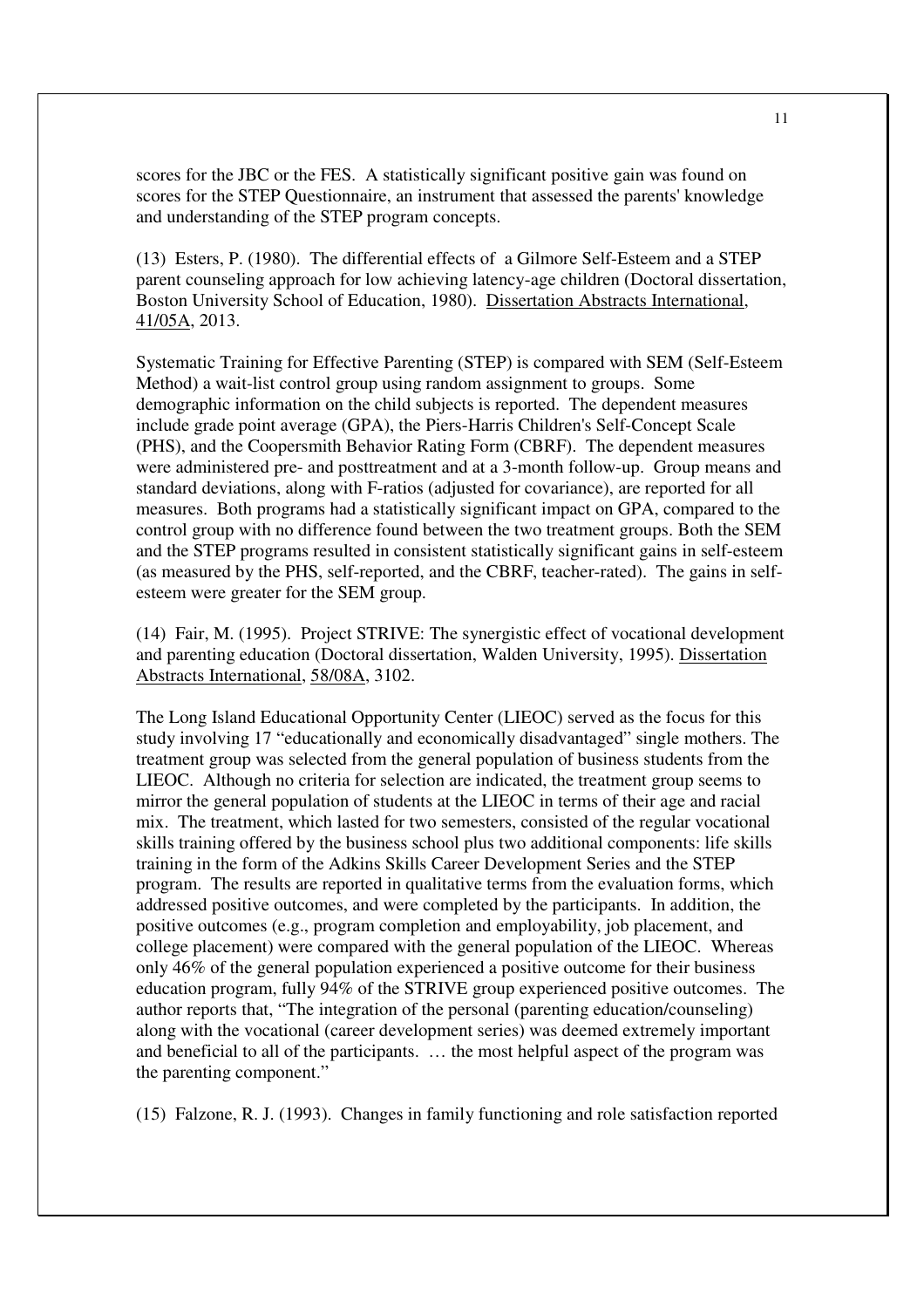scores for the JBC or the FES. A statistically significant positive gain was found on scores for the STEP Questionnaire, an instrument that assessed the parents' knowledge and understanding of the STEP program concepts.

(13) Esters, P. (1980). The differential effects of a Gilmore Self-Esteem and a STEP parent counseling approach for low achieving latency-age children (Doctoral dissertation, Boston University School of Education, 1980). Dissertation Abstracts International, 41/05A, 2013.

Systematic Training for Effective Parenting (STEP) is compared with SEM (Self-Esteem Method) a wait-list control group using random assignment to groups. Some demographic information on the child subjects is reported. The dependent measures include grade point average (GPA), the Piers-Harris Children's Self-Concept Scale (PHS), and the Coopersmith Behavior Rating Form (CBRF). The dependent measures were administered pre- and posttreatment and at a 3-month follow-up. Group means and standard deviations, along with F-ratios (adjusted for covariance), are reported for all measures. Both programs had a statistically significant impact on GPA, compared to the control group with no difference found between the two treatment groups. Both the SEM and the STEP programs resulted in consistent statistically significant gains in self-esteem (as measured by the PHS, self-reported, and the CBRF, teacher-rated). The gains in self-esteem were greater for the SEM group.

(14) Fair, M. (1995). Project STRIVE: The synergistic effect of vocational development and parenting education (Doctoral dissertation, Walden University, 1995). Dissertation Abstracts International, 58/08A, 3102.

The Long Island Educational Opportunity Center (LIEOC) served as the focus for this study involving 17 "educationally and economically disadvantaged" single mothers. The treatment group was selected from the general population of business students from the LIEOC. Although no criteria for selection are indicated, the treatment group seems to mirror the general population of students at the LIEOC in terms of their age and racial mix. The treatment, which lasted for two semesters, consisted of the regular vocational skills training offered by the business school plus two additional components: life skills training in the form of the Adkins Skills Career Development Series and the STEP program. The results are reported in qualitative terms from the evaluation forms, which addressed positive outcomes, and were completed by the participants. In addition, the positive outcomes (e.g., program completion and employability, job placement, and college placement) were compared with the general population of the LIEOC. Whereas only 46% of the general population experienced a positive outcome for their business education program, fully 94% of the STRIVE group experienced positive outcomes. The author reports that, "The integration of the personal (parenting education/counseling) along with the vocational (career development series) was deemed extremely important and beneficial to all of the participants. … the most helpful aspect of the program was the parenting component."

(15) Falzone, R. J. (1993). Changes in family functioning and role satisfaction reported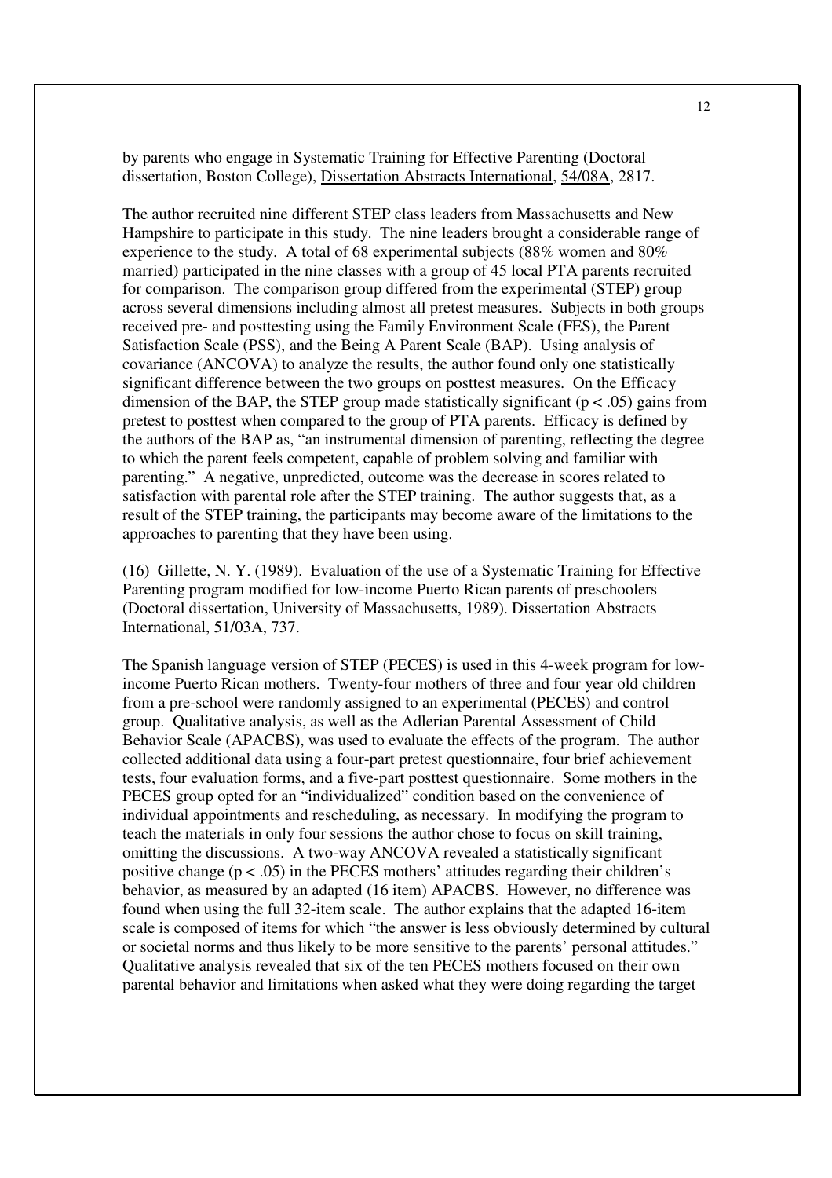by parents who engage in Systematic Training for Effective Parenting (Doctoral dissertation, Boston College), Dissertation Abstracts International, 54/08A, 2817.

The author recruited nine different STEP class leaders from Massachusetts and New Hampshire to participate in this study. The nine leaders brought a considerable range of experience to the study. A total of 68 experimental subjects (88% women and 80% married) participated in the nine classes with a group of 45 local PTA parents recruited for comparison. The comparison group differed from the experimental (STEP) group across several dimensions including almost all pretest measures. Subjects in both groups received pre- and posttesting using the Family Environment Scale (FES), the Parent Satisfaction Scale (PSS), and the Being A Parent Scale (BAP). Using analysis of covariance (ANCOVA) to analyze the results, the author found only one statistically significant difference between the two groups on posttest measures. On the Efficacy dimension of the BAP, the STEP group made statistically significant ($p < .05$) gains from pretest to posttest when compared to the group of PTA parents. Efficacy is defined by the authors of the BAP as, "an instrumental dimension of parenting, reflecting the degree to which the parent feels competent, capable of problem solving and familiar with parenting." A negative, unpredicted, outcome was the decrease in scores related to satisfaction with parental role after the STEP training. The author suggests that, as a result of the STEP training, the participants may become aware of the limitations to the approaches to parenting that they have been using.

(16) Gillette, N. Y. (1989). Evaluation of the use of a Systematic Training for Effective Parenting program modified for low-income Puerto Rican parents of preschoolers (Doctoral dissertation, University of Massachusetts, 1989). Dissertation Abstracts International, 51/03A, 737.

The Spanish language version of STEP (PECES) is used in this 4-week program for low-income Puerto Rican mothers. Twenty-four mothers of three and four year old children from a pre-school were randomly assigned to an experimental (PECES) and control group. Qualitative analysis, as well as the Adlerian Parental Assessment of Child Behavior Scale (APACBS), was used to evaluate the effects of the program. The author collected additional data using a four-part pretest questionnaire, four brief achievement tests, four evaluation forms, and a five-part posttest questionnaire. Some mothers in the PECES group opted for an "individualized" condition based on the convenience of individual appointments and rescheduling, as necessary. In modifying the program to teach the materials in only four sessions the author chose to focus on skill training, omitting the discussions. A two-way ANCOVA revealed a statistically significant positive change ($p < .05$) in the PECES mothers' attitudes regarding their children's behavior, as measured by an adapted (16 item) APACBS. However, no difference was found when using the full 32-item scale. The author explains that the adapted 16-item scale is composed of items for which "the answer is less obviously determined by cultural or societal norms and thus likely to be more sensitive to the parents' personal attitudes." Qualitative analysis revealed that six of the ten PECES mothers focused on their own parental behavior and limitations when asked what they were doing regarding the target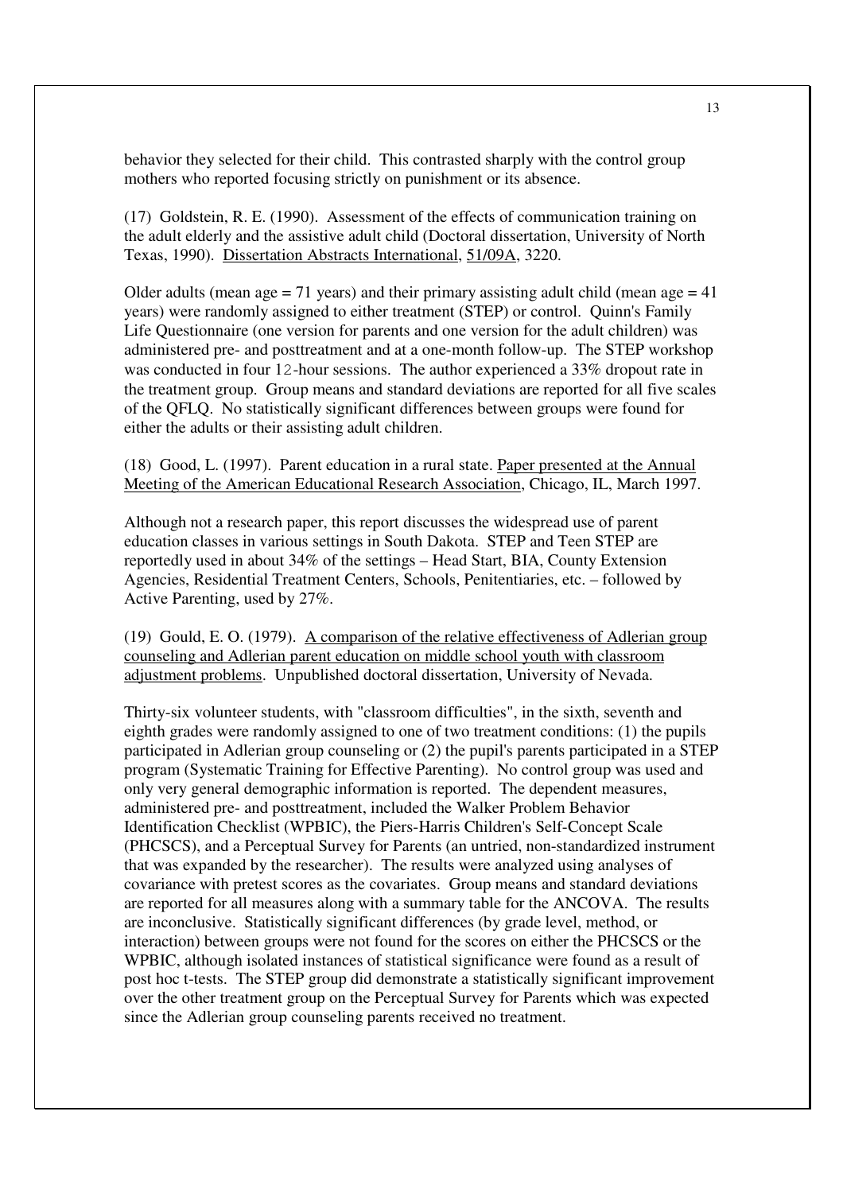behavior they selected for their child. This contrasted sharply with the control group mothers who reported focusing strictly on punishment or its absence.

(17) Goldstein, R. E. (1990). Assessment of the effects of communication training on the adult elderly and the assistive adult child (Doctoral dissertation, University of North Texas, 1990). Dissertation Abstracts International, 51/09A, 3220.

Older adults (mean age = 71 years) and their primary assisting adult child (mean age = 41 years) were randomly assigned to either treatment (STEP) or control. Quinn's Family Life Questionnaire (one version for parents and one version for the adult children) was administered pre- and posttreatment and at a one-month follow-up. The STEP workshop was conducted in four 12-hour sessions. The author experienced a 33% dropout rate in the treatment group. Group means and standard deviations are reported for all five scales of the QFLQ. No statistically significant differences between groups were found for either the adults or their assisting adult children.

(18) Good, L. (1997). Parent education in a rural state. Paper presented at the Annual Meeting of the American Educational Research Association, Chicago, IL, March 1997.

Although not a research paper, this report discusses the widespread use of parent education classes in various settings in South Dakota. STEP and Teen STEP are reportedly used in about 34% of the settings – Head Start, BIA, County Extension Agencies, Residential Treatment Centers, Schools, Penitentiaries, etc. – followed by Active Parenting, used by 27%.

(19) Gould, E. O. (1979). A comparison of the relative effectiveness of Adlerian group counseling and Adlerian parent education on middle school youth with classroom adjustment problems. Unpublished doctoral dissertation, University of Nevada.

Thirty-six volunteer students, with "classroom difficulties", in the sixth, seventh and eighth grades were randomly assigned to one of two treatment conditions: (1) the pupils participated in Adlerian group counseling or (2) the pupil's parents participated in a STEP program (Systematic Training for Effective Parenting). No control group was used and only very general demographic information is reported. The dependent measures, administered pre- and posttreatment, included the Walker Problem Behavior Identification Checklist (WPBIC), the Piers-Harris Children's Self-Concept Scale (PHCSCS), and a Perceptual Survey for Parents (an untried, non-standardized instrument that was expanded by the researcher). The results were analyzed using analyses of covariance with pretest scores as the covariates. Group means and standard deviations are reported for all measures along with a summary table for the ANCOVA. The results are inconclusive. Statistically significant differences (by grade level, method, or interaction) between groups were not found for the scores on either the PHCSCS or the WPBIC, although isolated instances of statistical significance were found as a result of post hoc t-tests. The STEP group did demonstrate a statistically significant improvement over the other treatment group on the Perceptual Survey for Parents which was expected since the Adlerian group counseling parents received no treatment.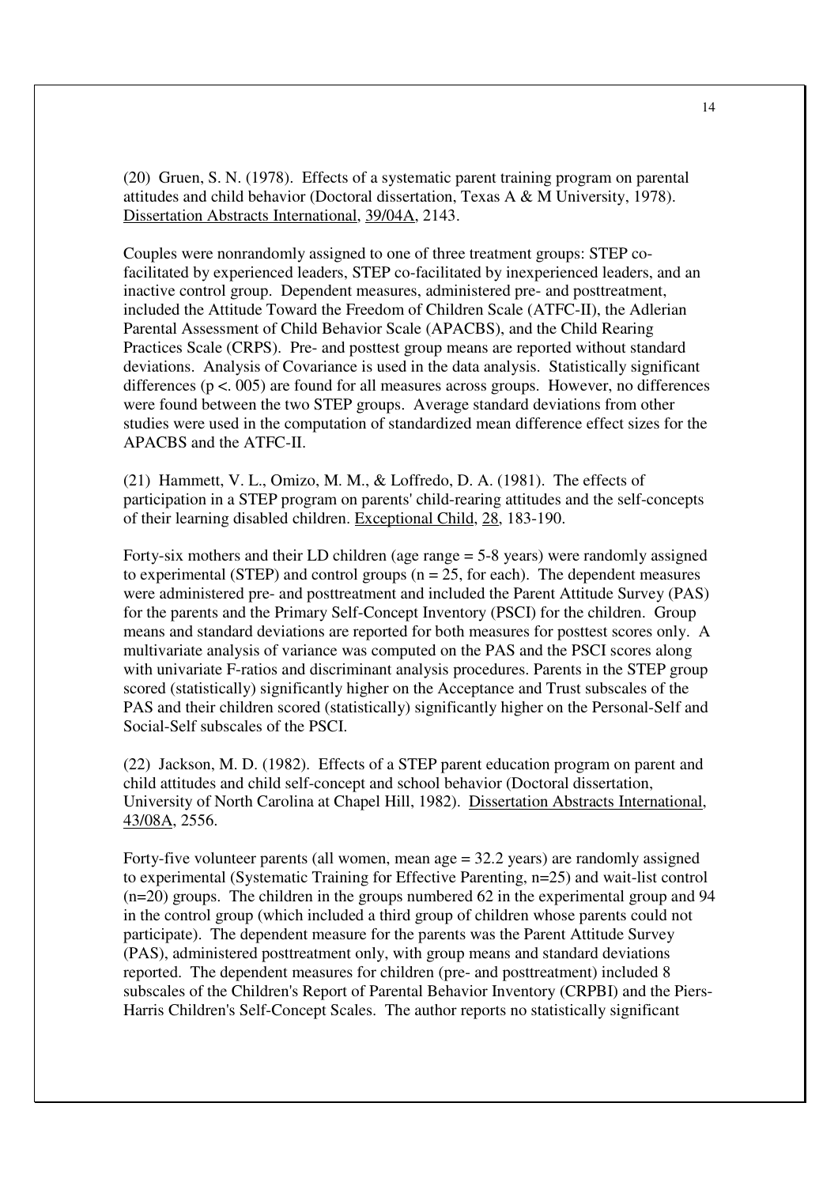(20) Gruen, S. N. (1978). Effects of a systematic parent training program on parental attitudes and child behavior (Doctoral dissertation, Texas A & M University, 1978). Dissertation Abstracts International, 39/04A, 2143.

Couples were nonrandomly assigned to one of three treatment groups: STEP co-facilitated by experienced leaders, STEP co-facilitated by inexperienced leaders, and an inactive control group. Dependent measures, administered pre- and posttreatment, included the Attitude Toward the Freedom of Children Scale (ATFC-II), the Adlerian Parental Assessment of Child Behavior Scale (APACBS), and the Child Rearing Practices Scale (CRPS). Pre- and posttest group means are reported without standard deviations. Analysis of Covariance is used in the data analysis. Statistically significant differences ($p < .005$) are found for all measures across groups. However, no differences were found between the two STEP groups. Average standard deviations from other studies were used in the computation of standardized mean difference effect sizes for the APACBS and the ATFC-II.

(21) Hammett, V. L., Omizo, M. M., & Loffredo, D. A. (1981). The effects of participation in a STEP program on parents' child-rearing attitudes and the self-concepts of their learning disabled children. Exceptional Child, 28, 183-190.

Forty-six mothers and their LD children (age range = 5-8 years) were randomly assigned to experimental (STEP) and control groups ($n = 25$, for each). The dependent measures were administered pre- and posttreatment and included the Parent Attitude Survey (PAS) for the parents and the Primary Self-Concept Inventory (PSCI) for the children. Group means and standard deviations are reported for both measures for posttest scores only. A multivariate analysis of variance was computed on the PAS and the PSCI scores along with univariate F-ratios and discriminant analysis procedures. Parents in the STEP group scored (statistically) significantly higher on the Acceptance and Trust subscales of the PAS and their children scored (statistically) significantly higher on the Personal-Self and Social-Self subscales of the PSCI.

(22) Jackson, M. D. (1982). Effects of a STEP parent education program on parent and child attitudes and child self-concept and school behavior (Doctoral dissertation, University of North Carolina at Chapel Hill, 1982). Dissertation Abstracts International, 43/08A, 2556.

Forty-five volunteer parents (all women, mean age = 32.2 years) are randomly assigned to experimental (Systematic Training for Effective Parenting, $n=25$) and wait-list control ($n=20$) groups. The children in the groups numbered 62 in the experimental group and 94 in the control group (which included a third group of children whose parents could not participate). The dependent measure for the parents was the Parent Attitude Survey (PAS), administered posttreatment only, with group means and standard deviations reported. The dependent measures for children (pre- and posttreatment) included 8 subscales of the Children's Report of Parental Behavior Inventory (CRPBI) and the Piers-Harris Children's Self-Concept Scales. The author reports no statistically significant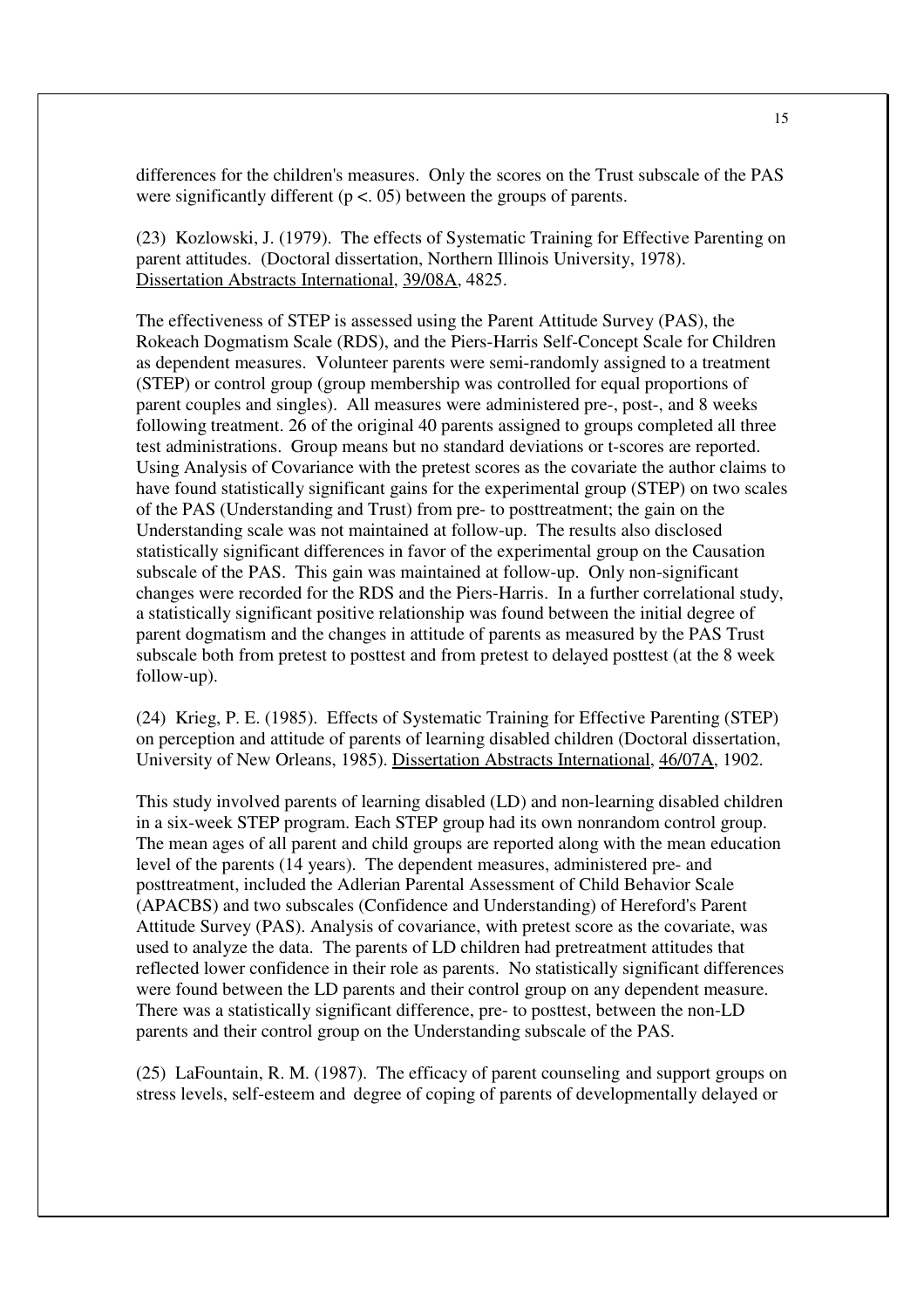differences for the children's measures. Only the scores on the Trust subscale of the PAS were significantly different ($p < .05$) between the groups of parents.

(23) Kozlowski, J. (1979). The effects of Systematic Training for Effective Parenting on parent attitudes. (Doctoral dissertation, Northern Illinois University, 1978). Dissertation Abstracts International, 39/08A, 4825.

The effectiveness of STEP is assessed using the Parent Attitude Survey (PAS), the Rokeach Dogmatism Scale (RDS), and the Piers-Harris Self-Concept Scale for Children as dependent measures. Volunteer parents were semi-randomly assigned to a treatment (STEP) or control group (group membership was controlled for equal proportions of parent couples and singles). All measures were administered pre-, post-, and 8 weeks following treatment. 26 of the original 40 parents assigned to groups completed all three test administrations. Group means but no standard deviations or t-scores are reported. Using Analysis of Covariance with the pretest scores as the covariate the author claims to have found statistically significant gains for the experimental group (STEP) on two scales of the PAS (Understanding and Trust) from pre- to posttreatment; the gain on the Understanding scale was not maintained at follow-up. The results also disclosed statistically significant differences in favor of the experimental group on the Causation subscale of the PAS. This gain was maintained at follow-up. Only non-significant changes were recorded for the RDS and the Piers-Harris. In a further correlational study, a statistically significant positive relationship was found between the initial degree of parent dogmatism and the changes in attitude of parents as measured by the PAS Trust subscale both from pretest to posttest and from pretest to delayed posttest (at the 8 week follow-up).

(24) Krieg, P. E. (1985). Effects of Systematic Training for Effective Parenting (STEP) on perception and attitude of parents of learning disabled children (Doctoral dissertation, University of New Orleans, 1985). Dissertation Abstracts International, 46/07A, 1902.

This study involved parents of learning disabled (LD) and non-learning disabled children in a six-week STEP program. Each STEP group had its own nonrandom control group. The mean ages of all parent and child groups are reported along with the mean education level of the parents (14 years). The dependent measures, administered pre- and posttreatment, included the Adlerian Parental Assessment of Child Behavior Scale (APACBS) and two subscales (Confidence and Understanding) of Hereford's Parent Attitude Survey (PAS). Analysis of covariance, with pretest score as the covariate, was used to analyze the data. The parents of LD children had pretreatment attitudes that reflected lower confidence in their role as parents. No statistically significant differences were found between the LD parents and their control group on any dependent measure. There was a statistically significant difference, pre- to posttest, between the non-LD parents and their control group on the Understanding subscale of the PAS.

(25) LaFountain, R. M. (1987). The efficacy of parent counseling and support groups on stress levels, self-esteem and degree of coping of parents of developmentally delayed or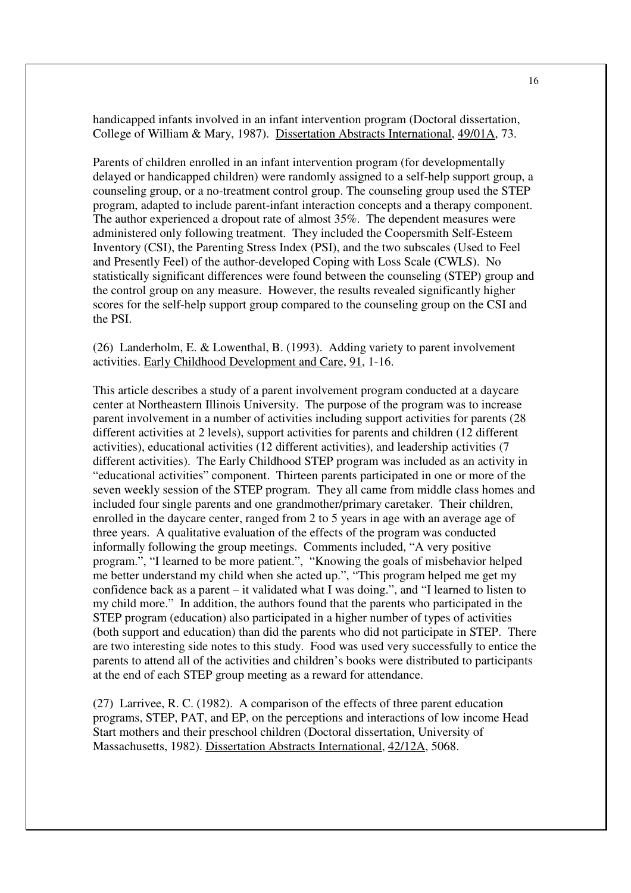handicapped infants involved in an infant intervention program (Doctoral dissertation, College of William & Mary, 1987). Dissertation Abstracts International, 49/01A, 73.

Parents of children enrolled in an infant intervention program (for developmentally delayed or handicapped children) were randomly assigned to a self-help support group, a counseling group, or a no-treatment control group. The counseling group used the STEP program, adapted to include parent-infant interaction concepts and a therapy component. The author experienced a dropout rate of almost 35%. The dependent measures were administered only following treatment. They included the Coopersmith Self-Esteem Inventory (CSI), the Parenting Stress Index (PSI), and the two subscales (Used to Feel and Presently Feel) of the author-developed Coping with Loss Scale (CWLS). No statistically significant differences were found between the counseling (STEP) group and the control group on any measure. However, the results revealed significantly higher scores for the self-help support group compared to the counseling group on the CSI and the PSI.

(26) Landerholm, E. & Lowenthal, B. (1993). Adding variety to parent involvement activities. Early Childhood Development and Care, 91, 1-16.

This article describes a study of a parent involvement program conducted at a daycare center at Northeastern Illinois University. The purpose of the program was to increase parent involvement in a number of activities including support activities for parents (28 different activities at 2 levels), support activities for parents and children (12 different activities), educational activities (12 different activities), and leadership activities (7 different activities). The Early Childhood STEP program was included as an activity in "educational activities" component. Thirteen parents participated in one or more of the seven weekly session of the STEP program. They all came from middle class homes and included four single parents and one grandmother/primary caretaker. Their children, enrolled in the daycare center, ranged from 2 to 5 years in age with an average age of three years. A qualitative evaluation of the effects of the program was conducted informally following the group meetings. Comments included, "A very positive program.", "I learned to be more patient.", "Knowing the goals of misbehavior helped me better understand my child when she acted up.", "This program helped me get my confidence back as a parent – it validated what I was doing.", and "I learned to listen to my child more." In addition, the authors found that the parents who participated in the STEP program (education) also participated in a higher number of types of activities (both support and education) than did the parents who did not participate in STEP. There are two interesting side notes to this study. Food was used very successfully to entice the parents to attend all of the activities and children's books were distributed to participants at the end of each STEP group meeting as a reward for attendance.

(27) Larrivee, R. C. (1982). A comparison of the effects of three parent education programs, STEP, PAT, and EP, on the perceptions and interactions of low income Head Start mothers and their preschool children (Doctoral dissertation, University of Massachusetts, 1982). Dissertation Abstracts International, 42/12A, 5068.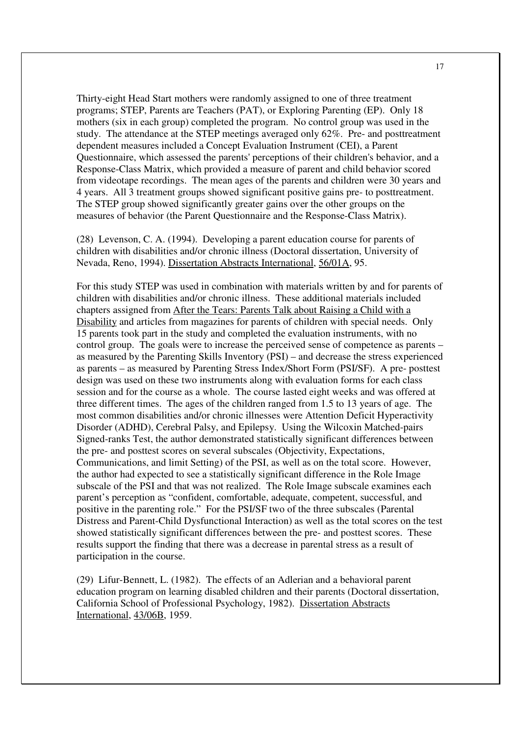Thirty-eight Head Start mothers were randomly assigned to one of three treatment programs; STEP, Parents are Teachers (PAT), or Exploring Parenting (EP). Only 18 mothers (six in each group) completed the program. No control group was used in the study. The attendance at the STEP meetings averaged only 62%. Pre- and posttreatment dependent measures included a Concept Evaluation Instrument (CEI), a Parent Questionnaire, which assessed the parents' perceptions of their children's behavior, and a Response-Class Matrix, which provided a measure of parent and child behavior scored from videotape recordings. The mean ages of the parents and children were 30 years and 4 years. All 3 treatment groups showed significant positive gains pre- to posttreatment. The STEP group showed significantly greater gains over the other groups on the measures of behavior (the Parent Questionnaire and the Response-Class Matrix).

(28) Levenson, C. A. (1994). Developing a parent education course for parents of children with disabilities and/or chronic illness (Doctoral dissertation, University of Nevada, Reno, 1994). Dissertation Abstracts International, 56/01A, 95.

For this study STEP was used in combination with materials written by and for parents of children with disabilities and/or chronic illness. These additional materials included chapters assigned from After the Tears: Parents Talk about Raising a Child with a Disability and articles from magazines for parents of children with special needs. Only 15 parents took part in the study and completed the evaluation instruments, with no control group. The goals were to increase the perceived sense of competence as parents – as measured by the Parenting Skills Inventory (PSI) – and decrease the stress experienced as parents – as measured by Parenting Stress Index/Short Form (PSI/SF). A pre- posttest design was used on these two instruments along with evaluation forms for each class session and for the course as a whole. The course lasted eight weeks and was offered at three different times. The ages of the children ranged from 1.5 to 13 years of age. The most common disabilities and/or chronic illnesses were Attention Deficit Hyperactivity Disorder (ADHD), Cerebral Palsy, and Epilepsy. Using the Wilcoxin Matched-pairs Signed-ranks Test, the author demonstrated statistically significant differences between the pre- and posttest scores on several subscales (Objectivity, Expectations, Communications, and limit Setting) of the PSI, as well as on the total score. However, the author had expected to see a statistically significant difference in the Role Image subscale of the PSI and that was not realized. The Role Image subscale examines each parent's perception as "confident, comfortable, adequate, competent, successful, and positive in the parenting role." For the PSI/SF two of the three subscales (Parental Distress and Parent-Child Dysfunctional Interaction) as well as the total scores on the test showed statistically significant differences between the pre- and posttest scores. These results support the finding that there was a decrease in parental stress as a result of participation in the course.

(29) Lifur-Bennett, L. (1982). The effects of an Adlerian and a behavioral parent education program on learning disabled children and their parents (Doctoral dissertation, California School of Professional Psychology, 1982). Dissertation Abstracts International, 43/06B, 1959.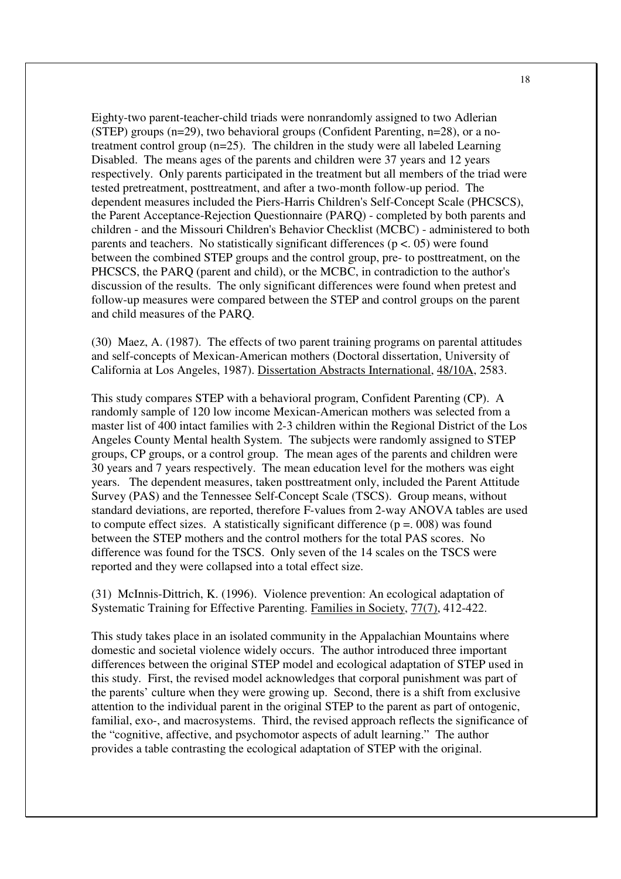Eighty-two parent-teacher-child triads were nonrandomly assigned to two Adlerian (STEP) groups (n=29), two behavioral groups (Confident Parenting, n=28), or a no-treatment control group (n=25). The children in the study were all labeled Learning Disabled. The means ages of the parents and children were 37 years and 12 years respectively. Only parents participated in the treatment but all members of the triad were tested pretreatment, posttreatment, and after a two-month follow-up period. The dependent measures included the Piers-Harris Children's Self-Concept Scale (PHCSCS), the Parent Acceptance-Rejection Questionnaire (PARQ) - completed by both parents and children - and the Missouri Children's Behavior Checklist (MCBC) - administered to both parents and teachers. No statistically significant differences ($p < .05$) were found between the combined STEP groups and the control group, pre- to posttreatment, on the PHCSCS, the PARQ (parent and child), or the MCBC, in contradiction to the author's discussion of the results. The only significant differences were found when pretest and follow-up measures were compared between the STEP and control groups on the parent and child measures of the PARQ.

(30) Maez, A. (1987). The effects of two parent training programs on parental attitudes and self-concepts of Mexican-American mothers (Doctoral dissertation, University of California at Los Angeles, 1987). Dissertation Abstracts International, 48/10A, 2583.

This study compares STEP with a behavioral program, Confident Parenting (CP). A randomly sample of 120 low income Mexican-American mothers was selected from a master list of 400 intact families with 2-3 children within the Regional District of the Los Angeles County Mental health System. The subjects were randomly assigned to STEP groups, CP groups, or a control group. The mean ages of the parents and children were 30 years and 7 years respectively. The mean education level for the mothers was eight years. The dependent measures, taken posttreatment only, included the Parent Attitude Survey (PAS) and the Tennessee Self-Concept Scale (TSCS). Group means, without standard deviations, are reported, therefore F-values from 2-way ANOVA tables are used to compute effect sizes. A statistically significant difference ($p = .008$) was found between the STEP mothers and the control mothers for the total PAS scores. No difference was found for the TSCS. Only seven of the 14 scales on the TSCS were reported and they were collapsed into a total effect size.

(31) McInnis-Dittrich, K. (1996). Violence prevention: An ecological adaptation of Systematic Training for Effective Parenting. Families in Society, 77(7), 412-422.

This study takes place in an isolated community in the Appalachian Mountains where domestic and societal violence widely occurs. The author introduced three important differences between the original STEP model and ecological adaptation of STEP used in this study. First, the revised model acknowledges that corporal punishment was part of the parents' culture when they were growing up. Second, there is a shift from exclusive attention to the individual parent in the original STEP to the parent as part of ontogenic, familial, exo-, and macrosystems. Third, the revised approach reflects the significance of the "cognitive, affective, and psychomotor aspects of adult learning." The author provides a table contrasting the ecological adaptation of STEP with the original.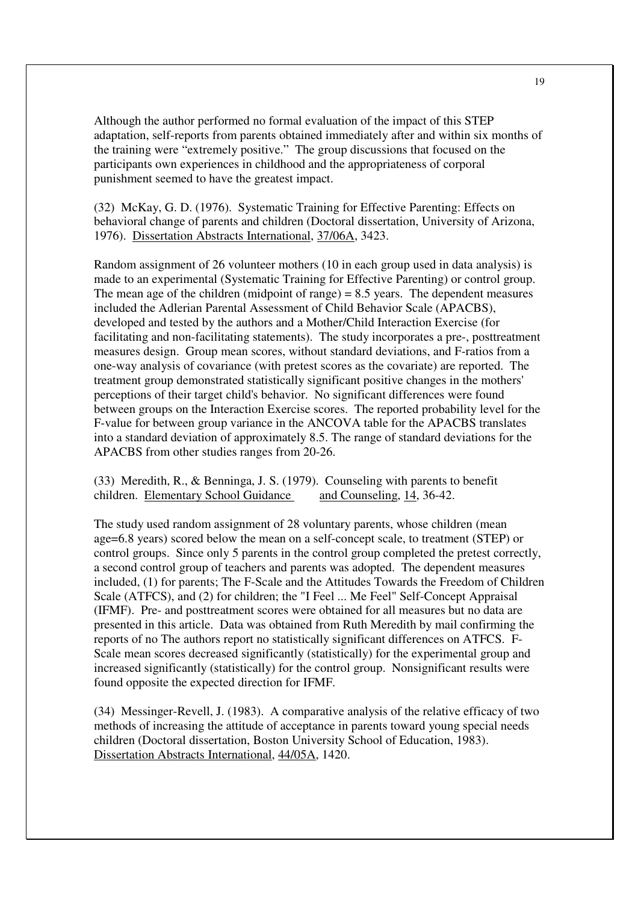Although the author performed no formal evaluation of the impact of this STEP adaptation, self-reports from parents obtained immediately after and within six months of the training were "extremely positive." The group discussions that focused on the participants own experiences in childhood and the appropriateness of corporal punishment seemed to have the greatest impact.

(32) McKay, G. D. (1976). Systematic Training for Effective Parenting: Effects on behavioral change of parents and children (Doctoral dissertation, University of Arizona, 1976). Dissertation Abstracts International, 37/06A, 3423.

Random assignment of 26 volunteer mothers (10 in each group used in data analysis) is made to an experimental (Systematic Training for Effective Parenting) or control group. The mean age of the children (midpoint of range) = 8.5 years. The dependent measures included the Adlerian Parental Assessment of Child Behavior Scale (APACBS), developed and tested by the authors and a Mother/Child Interaction Exercise (for facilitating and non-facilitating statements). The study incorporates a pre-, posttreatment measures design. Group mean scores, without standard deviations, and F-ratios from a one-way analysis of covariance (with pretest scores as the covariate) are reported. The treatment group demonstrated statistically significant positive changes in the mothers' perceptions of their target child's behavior. No significant differences were found between groups on the Interaction Exercise scores. The reported probability level for the F-value for between group variance in the ANCOVA table for the APACBS translates into a standard deviation of approximately 8.5. The range of standard deviations for the APACBS from other studies ranges from 20-26.

(33) Meredith, R., & Benninga, J. S. (1979). Counseling with parents to benefit children. Elementary School Guidance and Counseling, 14, 36-42.

The study used random assignment of 28 voluntary parents, whose children (mean age=6.8 years) scored below the mean on a self-concept scale, to treatment (STEP) or control groups. Since only 5 parents in the control group completed the pretest correctly, a second control group of teachers and parents was adopted. The dependent measures included, (1) for parents; The F-Scale and the Attitudes Towards the Freedom of Children Scale (ATFCS), and (2) for children; the "I Feel ... Me Feel" Self-Concept Appraisal (IFMF). Pre- and posttreatment scores were obtained for all measures but no data are presented in this article. Data was obtained from Ruth Meredith by mail confirming the reports of no The authors report no statistically significant differences on ATFCS. F-Scale mean scores decreased significantly (statistically) for the experimental group and increased significantly (statistically) for the control group. Nonsignificant results were found opposite the expected direction for IFMF.

(34) Messinger-Revell, J. (1983). A comparative analysis of the relative efficacy of two methods of increasing the attitude of acceptance in parents toward young special needs children (Doctoral dissertation, Boston University School of Education, 1983). Dissertation Abstracts International, 44/05A, 1420.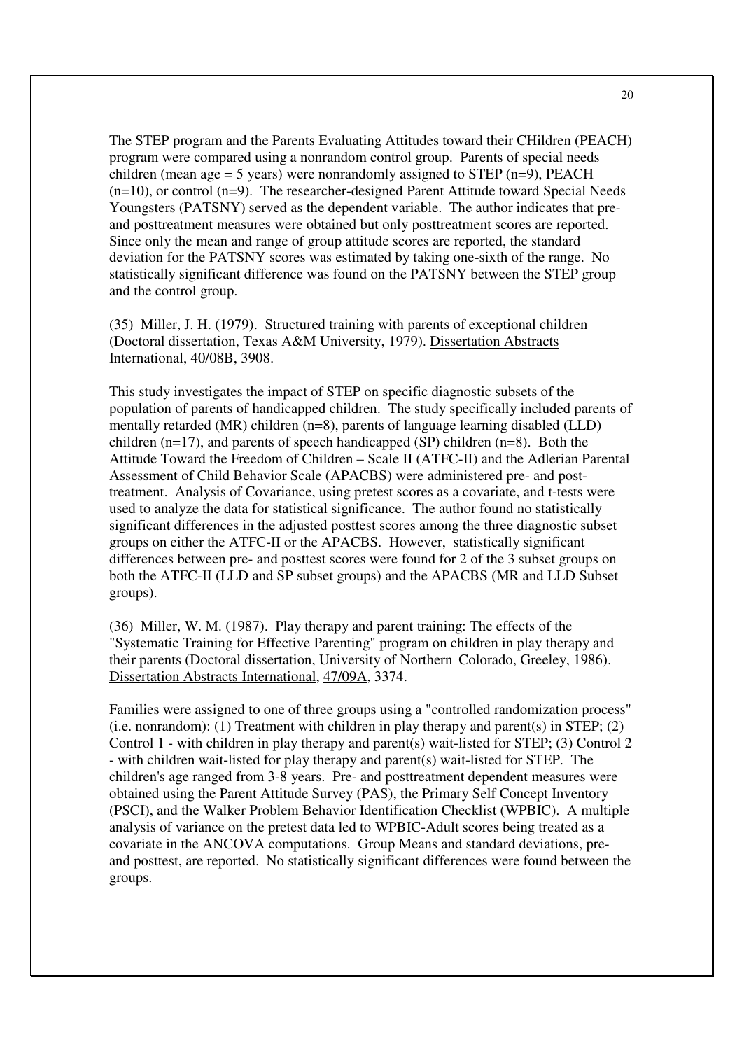The STEP program and the Parents Evaluating Attitudes toward their CHildren (PEACH) program were compared using a nonrandom control group. Parents of special needs children (mean age = 5 years) were nonrandomly assigned to STEP (n=9), PEACH (n=10), or control (n=9). The researcher-designed Parent Attitude toward Special Needs Youngsters (PATSNY) served as the dependent variable. The author indicates that pre- and posttreatment measures were obtained but only posttreatment scores are reported. Since only the mean and range of group attitude scores are reported, the standard deviation for the PATSNY scores was estimated by taking one-sixth of the range. No statistically significant difference was found on the PATSNY between the STEP group and the control group.

(35) Miller, J. H. (1979). Structured training with parents of exceptional children (Doctoral dissertation, Texas A&M University, 1979). Dissertation Abstracts International, 40/08B, 3908.

This study investigates the impact of STEP on specific diagnostic subsets of the population of parents of handicapped children. The study specifically included parents of mentally retarded (MR) children (n=8), parents of language learning disabled (LLD) children (n=17), and parents of speech handicapped (SP) children (n=8). Both the Attitude Toward the Freedom of Children – Scale II (ATFC-II) and the Adlerian Parental Assessment of Child Behavior Scale (APACBS) were administered pre- and post-treatment. Analysis of Covariance, using pretest scores as a covariate, and t-tests were used to analyze the data for statistical significance. The author found no statistically significant differences in the adjusted posttest scores among the three diagnostic subset groups on either the ATFC-II or the APACBS. However, statistically significant differences between pre- and posttest scores were found for 2 of the 3 subset groups on both the ATFC-II (LLD and SP subset groups) and the APACBS (MR and LLD Subset groups).

(36) Miller, W. M. (1987). Play therapy and parent training: The effects of the "Systematic Training for Effective Parenting" program on children in play therapy and their parents (Doctoral dissertation, University of Northern Colorado, Greeley, 1986). Dissertation Abstracts International, 47/09A, 3374.

Families were assigned to one of three groups using a "controlled randomization process" (i.e. nonrandom): (1) Treatment with children in play therapy and parent(s) in STEP; (2) Control 1 - with children in play therapy and parent(s) wait-listed for STEP; (3) Control 2 - with children wait-listed for play therapy and parent(s) wait-listed for STEP. The children's age ranged from 3-8 years. Pre- and posttreatment dependent measures were obtained using the Parent Attitude Survey (PAS), the Primary Self Concept Inventory (PSCI), and the Walker Problem Behavior Identification Checklist (WPBIC). A multiple analysis of variance on the pretest data led to WPBIC-Adult scores being treated as a covariate in the ANCOVA computations. Group Means and standard deviations, pre- and posttest, are reported. No statistically significant differences were found between the groups.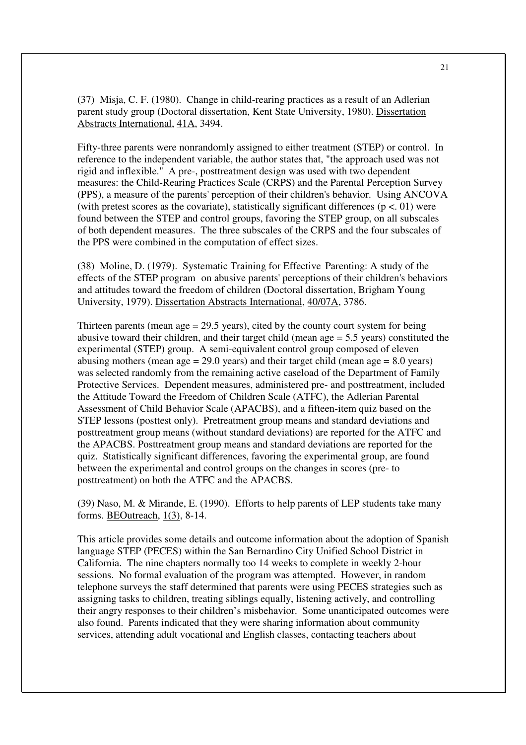(37) Misja, C. F. (1980). Change in child-rearing practices as a result of an Adlerian parent study group (Doctoral dissertation, Kent State University, 1980). Dissertation Abstracts International, 41A, 3494.

Fifty-three parents were nonrandomly assigned to either treatment (STEP) or control. In reference to the independent variable, the author states that, "the approach used was not rigid and inflexible." A pre-, posttreatment design was used with two dependent measures: the Child-Rearing Practices Scale (CRPS) and the Parental Perception Survey (PPS), a measure of the parents' perception of their children's behavior. Using ANCOVA (with pretest scores as the covariate), statistically significant differences ($p < .01$) were found between the STEP and control groups, favoring the STEP group, on all subscales of both dependent measures. The three subscales of the CRPS and the four subscales of the PPS were combined in the computation of effect sizes.

(38) Moline, D. (1979). Systematic Training for Effective Parenting: A study of the effects of the STEP program on abusive parents' perceptions of their children's behaviors and attitudes toward the freedom of children (Doctoral dissertation, Brigham Young University, 1979). Dissertation Abstracts International, 40/07A, 3786.

Thirteen parents (mean age = 29.5 years), cited by the county court system for being abusive toward their children, and their target child (mean age = 5.5 years) constituted the experimental (STEP) group. A semi-equivalent control group composed of eleven abusing mothers (mean age = 29.0 years) and their target child (mean age = 8.0 years) was selected randomly from the remaining active caseload of the Department of Family Protective Services. Dependent measures, administered pre- and posttreatment, included the Attitude Toward the Freedom of Children Scale (ATFC), the Adlerian Parental Assessment of Child Behavior Scale (APACBS), and a fifteen-item quiz based on the STEP lessons (posttest only). Pretreatment group means and standard deviations and posttreatment group means (without standard deviations) are reported for the ATFC and the APACBS. Posttreatment group means and standard deviations are reported for the quiz. Statistically significant differences, favoring the experimental group, are found between the experimental and control groups on the changes in scores (pre- to posttreatment) on both the ATFC and the APACBS.

(39) Naso, M. & Mirande, E. (1990). Efforts to help parents of LEP students take many forms. BEOutreach, 1(3), 8-14.

This article provides some details and outcome information about the adoption of Spanish language STEP (PECES) within the San Bernardino City Unified School District in California. The nine chapters normally too 14 weeks to complete in weekly 2-hour sessions. No formal evaluation of the program was attempted. However, in random telephone surveys the staff determined that parents were using PECES strategies such as assigning tasks to children, treating siblings equally, listening actively, and controlling their angry responses to their children's misbehavior. Some unanticipated outcomes were also found. Parents indicated that they were sharing information about community services, attending adult vocational and English classes, contacting teachers about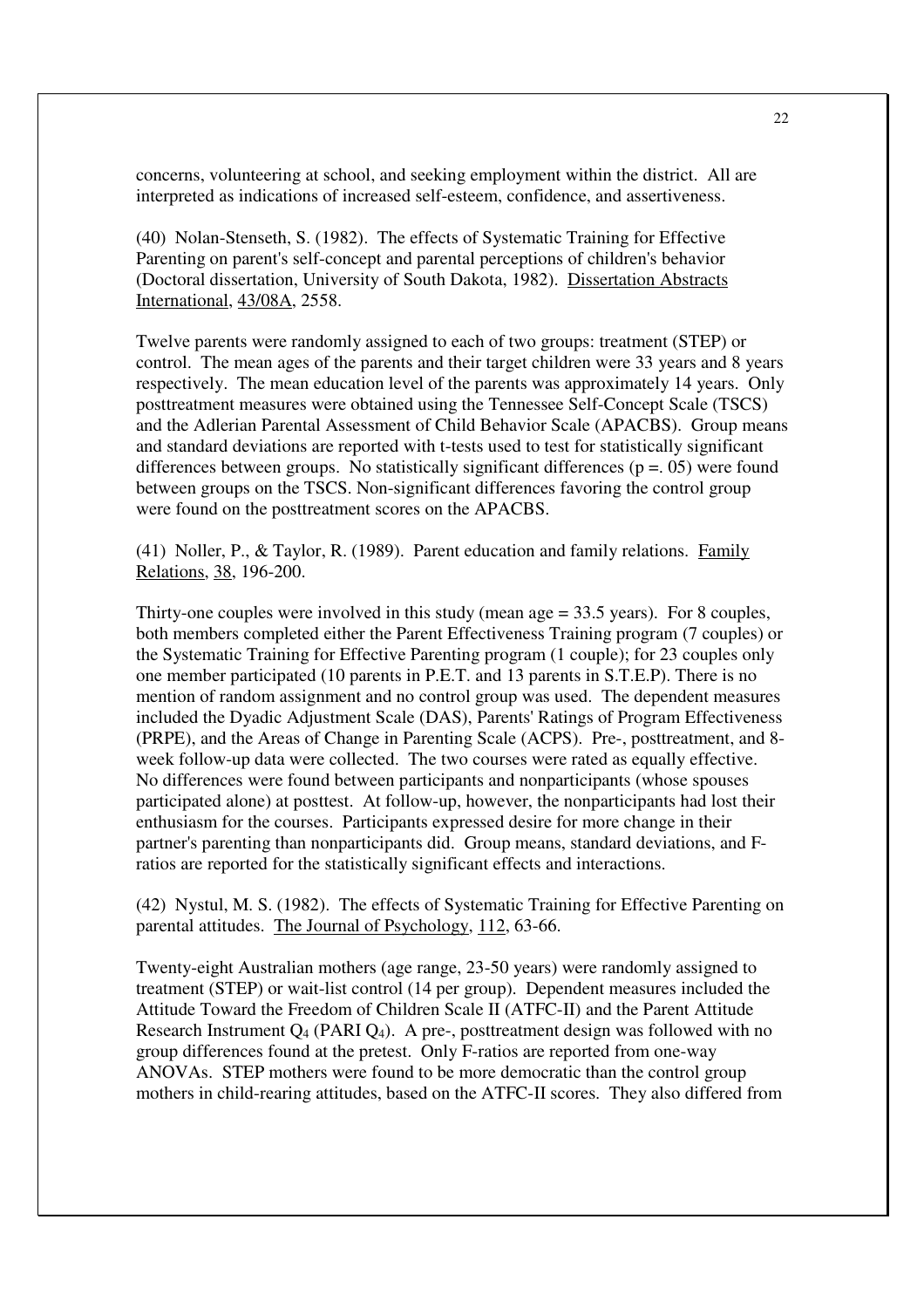concerns, volunteering at school, and seeking employment within the district. All are interpreted as indications of increased self-esteem, confidence, and assertiveness.

(40) Nolan-Stenseth, S. (1982). The effects of Systematic Training for Effective Parenting on parent's self-concept and parental perceptions of children's behavior (Doctoral dissertation, University of South Dakota, 1982). Dissertation Abstracts International, 43/08A, 2558.

Twelve parents were randomly assigned to each of two groups: treatment (STEP) or control. The mean ages of the parents and their target children were 33 years and 8 years respectively. The mean education level of the parents was approximately 14 years. Only posttreatment measures were obtained using the Tennessee Self-Concept Scale (TSCS) and the Adlerian Parental Assessment of Child Behavior Scale (APACBS). Group means and standard deviations are reported with t-tests used to test for statistically significant differences between groups. No statistically significant differences (p =. 05) were found between groups on the TSCS. Non-significant differences favoring the control group were found on the posttreatment scores on the APACBS.

(41) Noller, P., & Taylor, R. (1989). Parent education and family relations. Family Relations, 38, 196-200.

Thirty-one couples were involved in this study (mean age = 33.5 years). For 8 couples, both members completed either the Parent Effectiveness Training program (7 couples) or the Systematic Training for Effective Parenting program (1 couple); for 23 couples only one member participated (10 parents in P.E.T. and 13 parents in S.T.E.P). There is no mention of random assignment and no control group was used. The dependent measures included the Dyadic Adjustment Scale (DAS), Parents' Ratings of Program Effectiveness (PRPE), and the Areas of Change in Parenting Scale (ACPS). Pre-, posttreatment, and 8-week follow-up data were collected. The two courses were rated as equally effective. No differences were found between participants and nonparticipants (whose spouses participated alone) at posttest. At follow-up, however, the nonparticipants had lost their enthusiasm for the courses. Participants expressed desire for more change in their partner's parenting than nonparticipants did. Group means, standard deviations, and F-ratios are reported for the statistically significant effects and interactions.

(42) Nystul, M. S. (1982). The effects of Systematic Training for Effective Parenting on parental attitudes. The Journal of Psychology, 112, 63-66.

Twenty-eight Australian mothers (age range, 23-50 years) were randomly assigned to treatment (STEP) or wait-list control (14 per group). Dependent measures included the Attitude Toward the Freedom of Children Scale II (ATFC-II) and the Parent Attitude Research Instrument $Q_4$ (PARI $Q_4$). A pre-, posttreatment design was followed with no group differences found at the pretest. Only F-ratios are reported from one-way ANOVAs. STEP mothers were found to be more democratic than the control group mothers in child-rearing attitudes, based on the ATFC-II scores. They also differed from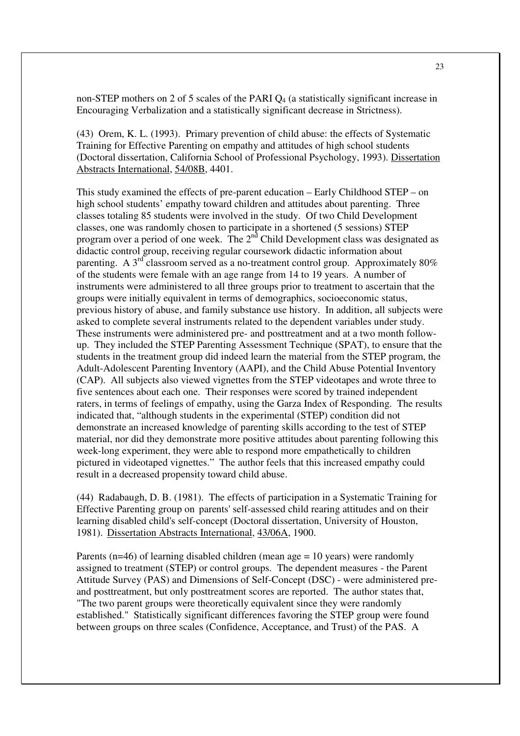non-STEP mothers on 2 of 5 scales of the PARI $Q_4$ (a statistically significant increase in Encouraging Verbalization and a statistically significant decrease in Strictness).

(43) Orem, K. L. (1993). Primary prevention of child abuse: the effects of Systematic Training for Effective Parenting on empathy and attitudes of high school students (Doctoral dissertation, California School of Professional Psychology, 1993). Dissertation Abstracts International, 54/08B, 4401.

This study examined the effects of pre-parent education – Early Childhood STEP – on high school students' empathy toward children and attitudes about parenting. Three classes totaling 85 students were involved in the study. Of two Child Development classes, one was randomly chosen to participate in a shortened (5 sessions) STEP program over a period of one week. The 2nd Child Development class was designated as didactic control group, receiving regular coursework didactic information about parenting. A 3rd classroom served as a no-treatment control group. Approximately 80% of the students were female with an age range from 14 to 19 years. A number of instruments were administered to all three groups prior to treatment to ascertain that the groups were initially equivalent in terms of demographics, socioeconomic status, previous history of abuse, and family substance use history. In addition, all subjects were asked to complete several instruments related to the dependent variables under study. These instruments were administered pre- and posttreatment and at a two month follow-up. They included the STEP Parenting Assessment Technique (SPAT), to ensure that the students in the treatment group did indeed learn the material from the STEP program, the Adult-Adolescent Parenting Inventory (AAPI), and the Child Abuse Potential Inventory (CAP). All subjects also viewed vignettes from the STEP videotapes and wrote three to five sentences about each one. Their responses were scored by trained independent raters, in terms of feelings of empathy, using the Garza Index of Responding. The results indicated that, "although students in the experimental (STEP) condition did not demonstrate an increased knowledge of parenting skills according to the test of STEP material, nor did they demonstrate more positive attitudes about parenting following this week-long experiment, they were able to respond more empathetically to children pictured in videotaped vignettes." The author feels that this increased empathy could result in a decreased propensity toward child abuse.

(44) Radabaugh, D. B. (1981). The effects of participation in a Systematic Training for Effective Parenting group on parents' self-assessed child rearing attitudes and on their learning disabled child's self-concept (Doctoral dissertation, University of Houston, 1981). Dissertation Abstracts International, 43/06A, 1900.

Parents (n=46) of learning disabled children (mean age = 10 years) were randomly assigned to treatment (STEP) or control groups. The dependent measures - the Parent Attitude Survey (PAS) and Dimensions of Self-Concept (DSC) - were administered pre- and posttreatment, but only posttreatment scores are reported. The author states that, "The two parent groups were theoretically equivalent since they were randomly established." Statistically significant differences favoring the STEP group were found between groups on three scales (Confidence, Acceptance, and Trust) of the PAS. A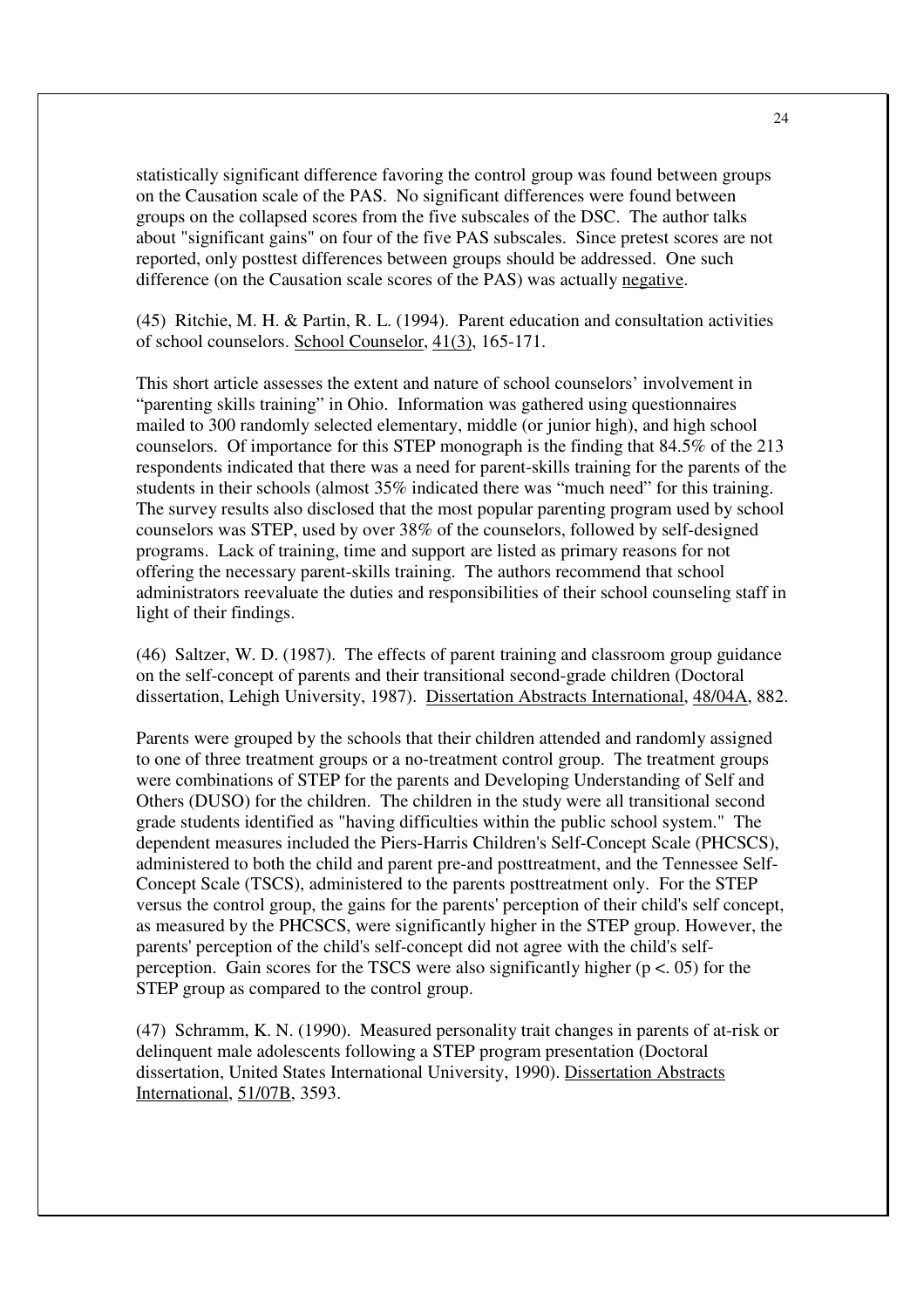statistically significant difference favoring the control group was found between groups on the Causation scale of the PAS. No significant differences were found between groups on the collapsed scores from the five subscales of the DSC. The author talks about "significant gains" on four of the five PAS subscales. Since pretest scores are not reported, only posttest differences between groups should be addressed. One such difference (on the Causation scale scores of the PAS) was actually <u>negative</u>.

(45) Ritchie, M. H. & Partin, R. L. (1994). Parent education and consultation activities of school counselors. <u>School Counselor</u>, <u>41(3)</u>, 165-171.

This short article assesses the extent and nature of school counselors' involvement in "parenting skills training" in Ohio. Information was gathered using questionnaires mailed to 300 randomly selected elementary, middle (or junior high), and high school counselors. Of importance for this STEP monograph is the finding that 84.5% of the 213 respondents indicated that there was a need for parent-skills training for the parents of the students in their schools (almost 35% indicated there was "much need" for this training. The survey results also disclosed that the most popular parenting program used by school counselors was STEP, used by over 38% of the counselors, followed by self-designed programs. Lack of training, time and support are listed as primary reasons for not offering the necessary parent-skills training. The authors recommend that school administrators reevaluate the duties and responsibilities of their school counseling staff in light of their findings.

(46) Saltzer, W. D. (1987). The effects of parent training and classroom group guidance on the self-concept of parents and their transitional second-grade children (Doctoral dissertation, Lehigh University, 1987). <u>Dissertation Abstracts International</u>, <u>48/04A</u>, 882.

Parents were grouped by the schools that their children attended and randomly assigned to one of three treatment groups or a no-treatment control group. The treatment groups were combinations of STEP for the parents and Developing Understanding of Self and Others (DUSO) for the children. The children in the study were all transitional second grade students identified as "having difficulties within the public school system." The dependent measures included the Piers-Harris Children's Self-Concept Scale (PHCSCS), administered to both the child and parent pre-and posttreatment, and the Tennessee Self-Concept Scale (TSCS), administered to the parents posttreatment only. For the STEP versus the control group, the gains for the parents' perception of their child's self concept, as measured by the PHCSCS, were significantly higher in the STEP group. However, the parents' perception of the child's self-concept did not agree with the child's self-perception. Gain scores for the TSCS were also significantly higher ($p < .05$) for the STEP group as compared to the control group.

(47) Schramm, K. N. (1990). Measured personality trait changes in parents of at-risk or delinquent male adolescents following a STEP program presentation (Doctoral dissertation, United States International University, 1990). <u>Dissertation Abstracts International</u>, <u>51/07B</u>, 3593.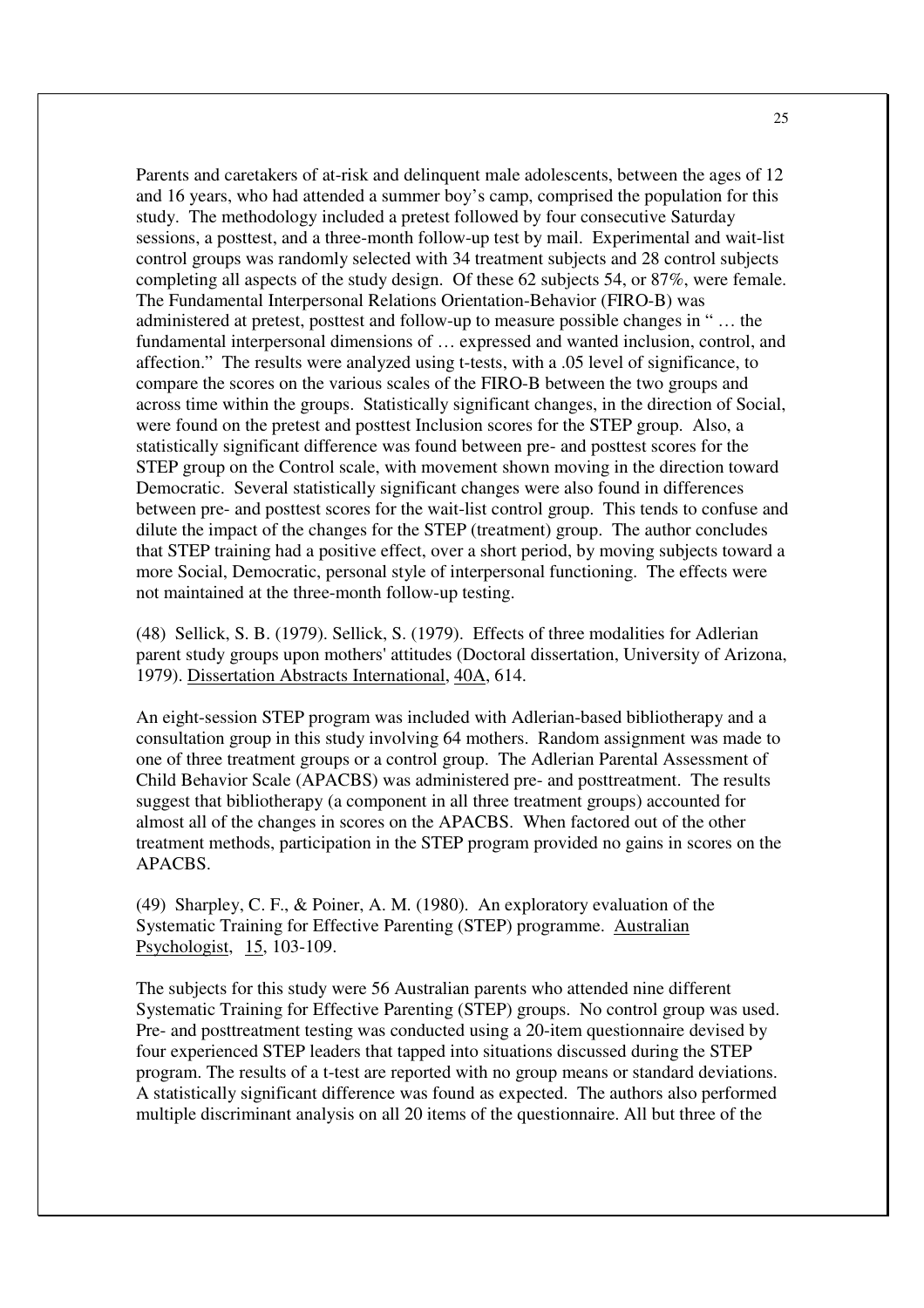Parents and caretakers of at-risk and delinquent male adolescents, between the ages of 12 and 16 years, who had attended a summer boy's camp, comprised the population for this study. The methodology included a pretest followed by four consecutive Saturday sessions, a posttest, and a three-month follow-up test by mail. Experimental and wait-list control groups was randomly selected with 34 treatment subjects and 28 control subjects completing all aspects of the study design. Of these 62 subjects 54, or 87%, were female. The Fundamental Interpersonal Relations Orientation-Behavior (FIRO-B) was administered at pretest, posttest and follow-up to measure possible changes in " … the fundamental interpersonal dimensions of … expressed and wanted inclusion, control, and affection." The results were analyzed using t-tests, with a .05 level of significance, to compare the scores on the various scales of the FIRO-B between the two groups and across time within the groups. Statistically significant changes, in the direction of Social, were found on the pretest and posttest Inclusion scores for the STEP group. Also, a statistically significant difference was found between pre- and posttest scores for the STEP group on the Control scale, with movement shown moving in the direction toward Democratic. Several statistically significant changes were also found in differences between pre- and posttest scores for the wait-list control group. This tends to confuse and dilute the impact of the changes for the STEP (treatment) group. The author concludes that STEP training had a positive effect, over a short period, by moving subjects toward a more Social, Democratic, personal style of interpersonal functioning. The effects were not maintained at the three-month follow-up testing.

(48) Sellick, S. B. (1979). Sellick, S. (1979). Effects of three modalities for Adlerian parent study groups upon mothers' attitudes (Doctoral dissertation, University of Arizona, 1979). Dissertation Abstracts International, 40A, 614.

An eight-session STEP program was included with Adlerian-based bibliotherapy and a consultation group in this study involving 64 mothers. Random assignment was made to one of three treatment groups or a control group. The Adlerian Parental Assessment of Child Behavior Scale (APACBS) was administered pre- and posttreatment. The results suggest that bibliotherapy (a component in all three treatment groups) accounted for almost all of the changes in scores on the APACBS. When factored out of the other treatment methods, participation in the STEP program provided no gains in scores on the APACBS.

(49) Sharpley, C. F., & Poiner, A. M. (1980). An exploratory evaluation of the Systematic Training for Effective Parenting (STEP) programme. Australian Psychologist, 15, 103-109.

The subjects for this study were 56 Australian parents who attended nine different Systematic Training for Effective Parenting (STEP) groups. No control group was used. Pre- and posttreatment testing was conducted using a 20-item questionnaire devised by four experienced STEP leaders that tapped into situations discussed during the STEP program. The results of a t-test are reported with no group means or standard deviations. A statistically significant difference was found as expected. The authors also performed multiple discriminant analysis on all 20 items of the questionnaire. All but three of the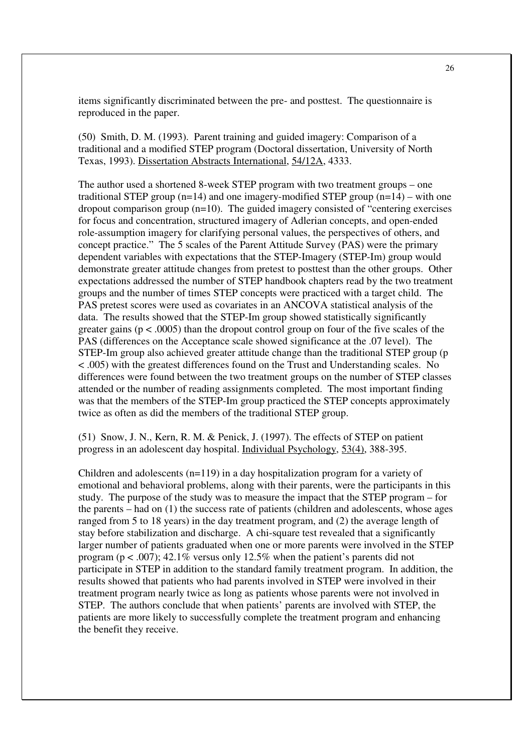items significantly discriminated between the pre- and posttest. The questionnaire is reproduced in the paper.

(50) Smith, D. M. (1993). Parent training and guided imagery: Comparison of a traditional and a modified STEP program (Doctoral dissertation, University of North Texas, 1993). Dissertation Abstracts International, 54/12A, 4333.

The author used a shortened 8-week STEP program with two treatment groups – one traditional STEP group (n=14) and one imagery-modified STEP group (n=14) – with one dropout comparison group (n=10). The guided imagery consisted of "centering exercises for focus and concentration, structured imagery of Adlerian concepts, and open-ended role-assumption imagery for clarifying personal values, the perspectives of others, and concept practice." The 5 scales of the Parent Attitude Survey (PAS) were the primary dependent variables with expectations that the STEP-Imagery (STEP-Im) group would demonstrate greater attitude changes from pretest to posttest than the other groups. Other expectations addressed the number of STEP handbook chapters read by the two treatment groups and the number of times STEP concepts were practiced with a target child. The PAS pretest scores were used as covariates in an ANCOVA statistical analysis of the data. The results showed that the STEP-Im group showed statistically significantly greater gains ($p < .0005$) than the dropout control group on four of the five scales of the PAS (differences on the Acceptance scale showed significance at the .07 level). The STEP-Im group also achieved greater attitude change than the traditional STEP group ($p < .005$) with the greatest differences found on the Trust and Understanding scales. No differences were found between the two treatment groups on the number of STEP classes attended or the number of reading assignments completed. The most important finding was that the members of the STEP-Im group practiced the STEP concepts approximately twice as often as did the members of the traditional STEP group.

(51) Snow, J. N., Kern, R. M. & Penick, J. (1997). The effects of STEP on patient progress in an adolescent day hospital. Individual Psychology, 53(4), 388-395.

Children and adolescents (n=119) in a day hospitalization program for a variety of emotional and behavioral problems, along with their parents, were the participants in this study. The purpose of the study was to measure the impact that the STEP program – for the parents – had on (1) the success rate of patients (children and adolescents, whose ages ranged from 5 to 18 years) in the day treatment program, and (2) the average length of stay before stabilization and discharge. A chi-square test revealed that a significantly larger number of patients graduated when one or more parents were involved in the STEP program ($p < .007$); 42.1% versus only 12.5% when the patient's parents did not participate in STEP in addition to the standard family treatment program. In addition, the results showed that patients who had parents involved in STEP were involved in their treatment program nearly twice as long as patients whose parents were not involved in STEP. The authors conclude that when patients' parents are involved with STEP, the patients are more likely to successfully complete the treatment program and enhancing the benefit they receive.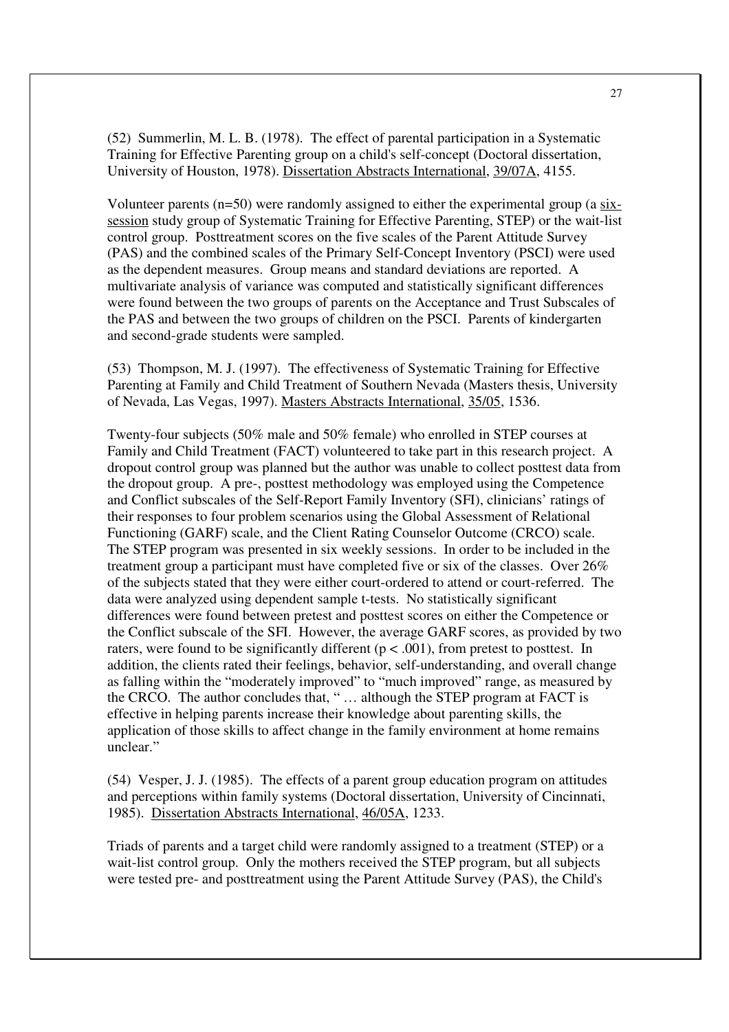(52) Summerlin, M. L. B. (1978). The effect of parental participation in a Systematic Training for Effective Parenting group on a child's self-concept (Doctoral dissertation, University of Houston, 1978). <u>Dissertation Abstracts International</u>, <u>39/07A</u>, 4155.

Volunteer parents (n=50) were randomly assigned to either the experimental group (a <u>six-session</u> study group of Systematic Training for Effective Parenting, STEP) or the wait-list control group. Posttreatment scores on the five scales of the Parent Attitude Survey (PAS) and the combined scales of the Primary Self-Concept Inventory (PSCI) were used as the dependent measures. Group means and standard deviations are reported. A multivariate analysis of variance was computed and statistically significant differences were found between the two groups of parents on the Acceptance and Trust Subscales of the PAS and between the two groups of children on the PSCI. Parents of kindergarten and second-grade students were sampled.

(53) Thompson, M. J. (1997). The effectiveness of Systematic Training for Effective Parenting at Family and Child Treatment of Southern Nevada (Masters thesis, University of Nevada, Las Vegas, 1997). <u>Masters Abstracts International</u>, <u>35/05</u>, 1536.

Twenty-four subjects (50% male and 50% female) who enrolled in STEP courses at Family and Child Treatment (FACT) volunteered to take part in this research project. A dropout control group was planned but the author was unable to collect posttest data from the dropout group. A pre-, posttest methodology was employed using the Competence and Conflict subscales of the Self-Report Family Inventory (SFI), clinicians' ratings of their responses to four problem scenarios using the Global Assessment of Relational Functioning (GARF) scale, and the Client Rating Counselor Outcome (CRCO) scale. The STEP program was presented in six weekly sessions. In order to be included in the treatment group a participant must have completed five or six of the classes. Over 26% of the subjects stated that they were either court-ordered to attend or court-referred. The data were analyzed using dependent sample t-tests. No statistically significant differences were found between pretest and posttest scores on either the Competence or the Conflict subscale of the SFI. However, the average GARF scores, as provided by two raters, were found to be significantly different ($p < .001$), from pretest to posttest. In addition, the clients rated their feelings, behavior, self-understanding, and overall change as falling within the "moderately improved" to "much improved" range, as measured by the CRCO. The author concludes that, " … although the STEP program at FACT is effective in helping parents increase their knowledge about parenting skills, the application of those skills to affect change in the family environment at home remains unclear."

(54) Vesper, J. J. (1985). The effects of a parent group education program on attitudes and perceptions within family systems (Doctoral dissertation, University of Cincinnati, 1985). <u>Dissertation Abstracts International</u>, <u>46/05A</u>, 1233.

Triads of parents and a target child were randomly assigned to a treatment (STEP) or a wait-list control group. Only the mothers received the STEP program, but all subjects were tested pre- and posttreatment using the Parent Attitude Survey (PAS), the Child's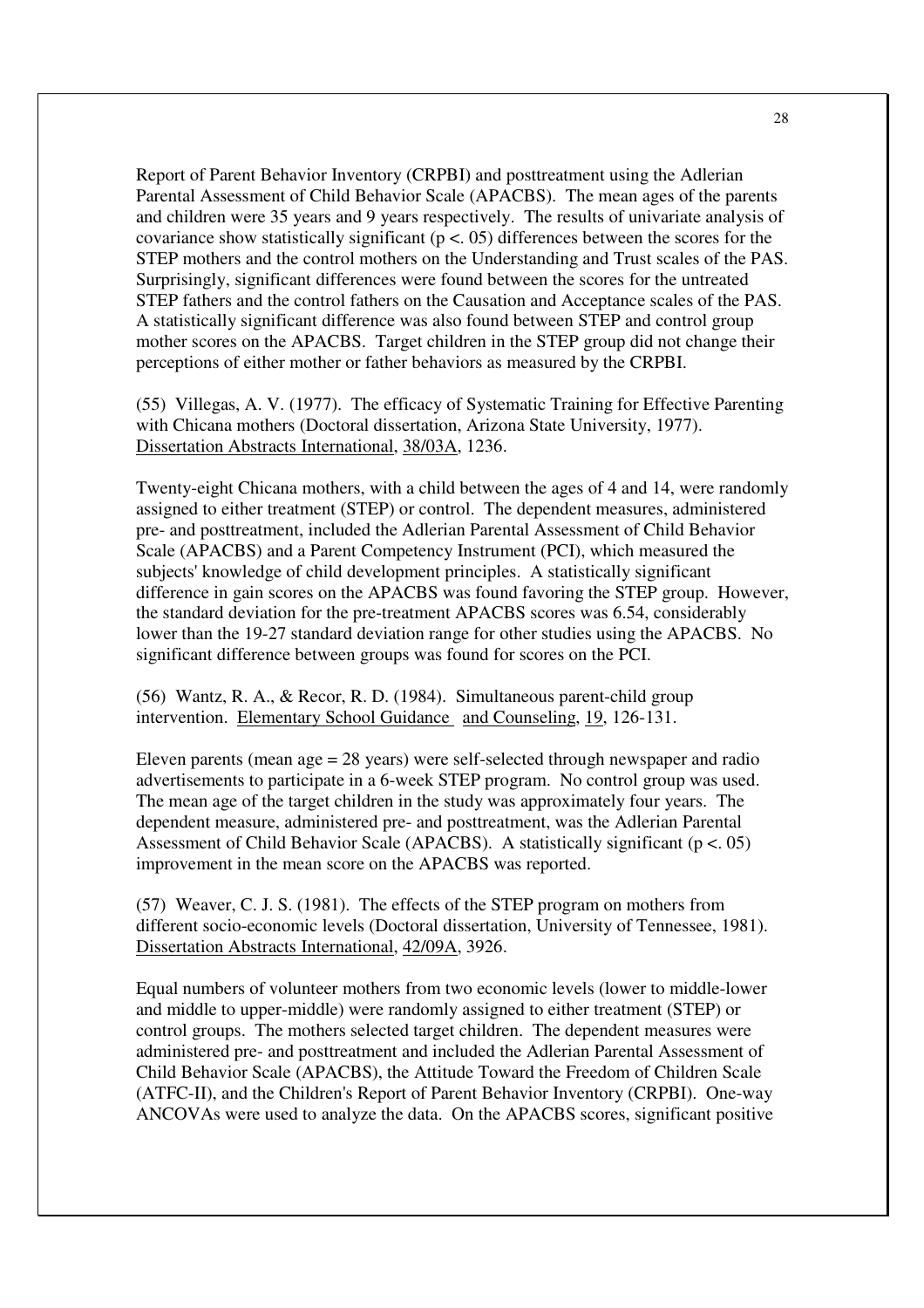Report of Parent Behavior Inventory (CRPBI) and posttreatment using the Adlerian Parental Assessment of Child Behavior Scale (APACBS). The mean ages of the parents and children were 35 years and 9 years respectively. The results of univariate analysis of covariance show statistically significant ($p < .05$) differences between the scores for the STEP mothers and the control mothers on the Understanding and Trust scales of the PAS. Surprisingly, significant differences were found between the scores for the untreated STEP fathers and the control fathers on the Causation and Acceptance scales of the PAS. A statistically significant difference was also found between STEP and control group mother scores on the APACBS. Target children in the STEP group did not change their perceptions of either mother or father behaviors as measured by the CRPBI.

(55) Villegas, A. V. (1977). The efficacy of Systematic Training for Effective Parenting with Chicana mothers (Doctoral dissertation, Arizona State University, 1977). Dissertation Abstracts International, 38/03A, 1236.

Twenty-eight Chicana mothers, with a child between the ages of 4 and 14, were randomly assigned to either treatment (STEP) or control. The dependent measures, administered pre- and posttreatment, included the Adlerian Parental Assessment of Child Behavior Scale (APACBS) and a Parent Competency Instrument (PCI), which measured the subjects' knowledge of child development principles. A statistically significant difference in gain scores on the APACBS was found favoring the STEP group. However, the standard deviation for the pre-treatment APACBS scores was 6.54, considerably lower than the 19-27 standard deviation range for other studies using the APACBS. No significant difference between groups was found for scores on the PCI.

(56) Wantz, R. A., & Recor, R. D. (1984). Simultaneous parent-child group intervention. Elementary School Guidance and Counseling, 19, 126-131.

Eleven parents (mean age = 28 years) were self-selected through newspaper and radio advertisements to participate in a 6-week STEP program. No control group was used. The mean age of the target children in the study was approximately four years. The dependent measure, administered pre- and posttreatment, was the Adlerian Parental Assessment of Child Behavior Scale (APACBS). A statistically significant ($p < .05$) improvement in the mean score on the APACBS was reported.

(57) Weaver, C. J. S. (1981). The effects of the STEP program on mothers from different socio-economic levels (Doctoral dissertation, University of Tennessee, 1981). Dissertation Abstracts International, 42/09A, 3926.

Equal numbers of volunteer mothers from two economic levels (lower to middle-lower and middle to upper-middle) were randomly assigned to either treatment (STEP) or control groups. The mothers selected target children. The dependent measures were administered pre- and posttreatment and included the Adlerian Parental Assessment of Child Behavior Scale (APACBS), the Attitude Toward the Freedom of Children Scale (ATFC-II), and the Children's Report of Parent Behavior Inventory (CRPBI). One-way ANCOVAs were used to analyze the data. On the APACBS scores, significant positive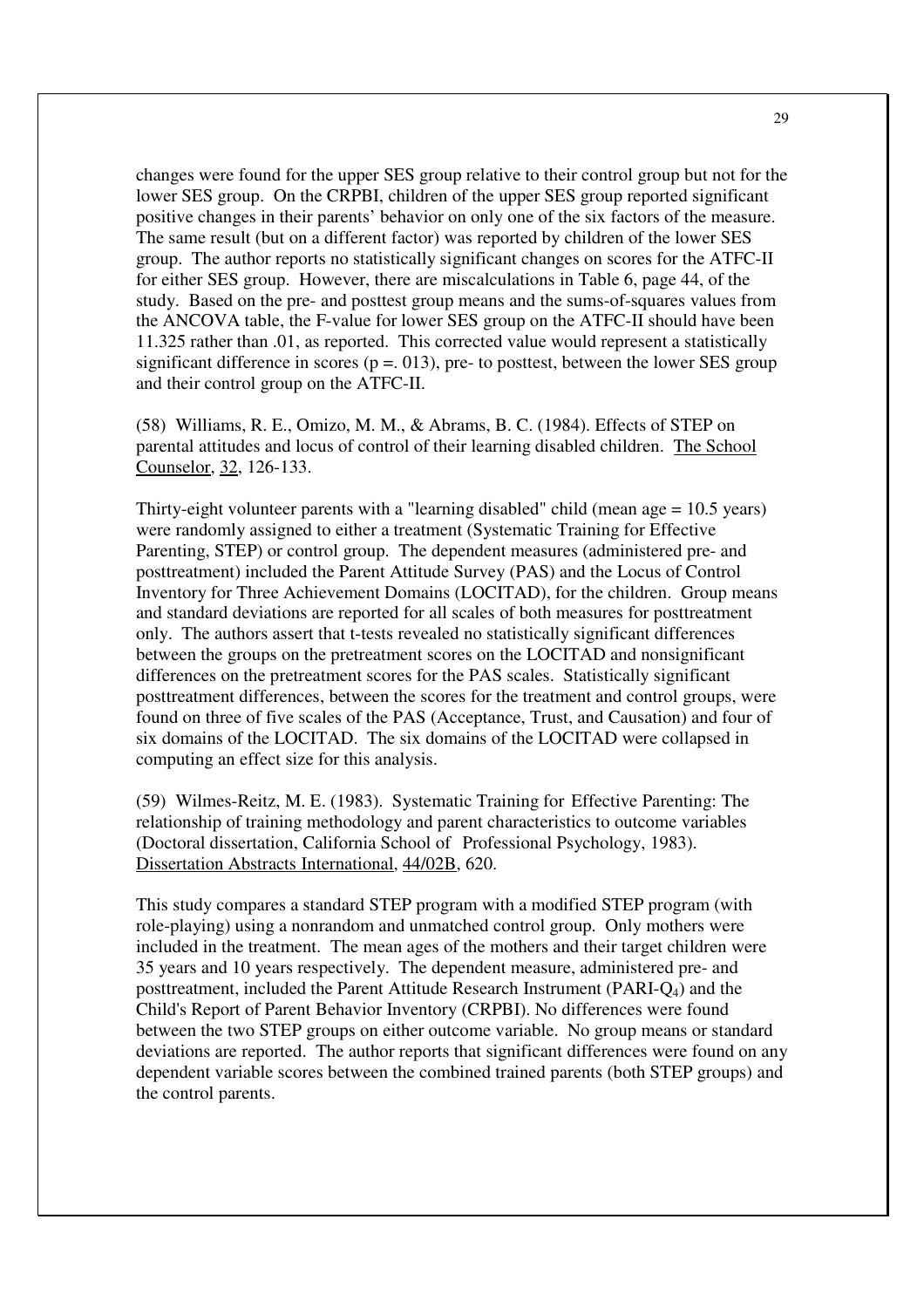changes were found for the upper SES group relative to their control group but not for the lower SES group. On the CRPBI, children of the upper SES group reported significant positive changes in their parents' behavior on only one of the six factors of the measure. The same result (but on a different factor) was reported by children of the lower SES group. The author reports no statistically significant changes on scores for the ATFC-II for either SES group. However, there are miscalculations in Table 6, page 44, of the study. Based on the pre- and posttest group means and the sums-of-squares values from the ANCOVA table, the F-value for lower SES group on the ATFC-II should have been 11.325 rather than .01, as reported. This corrected value would represent a statistically significant difference in scores (p =. 013), pre- to posttest, between the lower SES group and their control group on the ATFC-II.

(58) Williams, R. E., Omizo, M. M., & Abrams, B. C. (1984). Effects of STEP on parental attitudes and locus of control of their learning disabled children. The School Counselor, 32, 126-133.

Thirty-eight volunteer parents with a "learning disabled" child (mean age = 10.5 years) were randomly assigned to either a treatment (Systematic Training for Effective Parenting, STEP) or control group. The dependent measures (administered pre- and posttreatment) included the Parent Attitude Survey (PAS) and the Locus of Control Inventory for Three Achievement Domains (LOCITAD), for the children. Group means and standard deviations are reported for all scales of both measures for posttreatment only. The authors assert that t-tests revealed no statistically significant differences between the groups on the pretreatment scores on the LOCITAD and nonsignificant differences on the pretreatment scores for the PAS scales. Statistically significant posttreatment differences, between the scores for the treatment and control groups, were found on three of five scales of the PAS (Acceptance, Trust, and Causation) and four of six domains of the LOCITAD. The six domains of the LOCITAD were collapsed in computing an effect size for this analysis.

(59) Wilmes-Reitz, M. E. (1983). Systematic Training for Effective Parenting: The relationship of training methodology and parent characteristics to outcome variables (Doctoral dissertation, California School of Professional Psychology, 1983). Dissertation Abstracts International, 44/02B, 620.

This study compares a standard STEP program with a modified STEP program (with role-playing) using a nonrandom and unmatched control group. Only mothers were included in the treatment. The mean ages of the mothers and their target children were 35 years and 10 years respectively. The dependent measure, administered pre- and posttreatment, included the Parent Attitude Research Instrument (PARI-$Q_4$) and the Child's Report of Parent Behavior Inventory (CRPBI). No differences were found between the two STEP groups on either outcome variable. No group means or standard deviations are reported. The author reports that significant differences were found on any dependent variable scores between the combined trained parents (both STEP groups) and the control parents.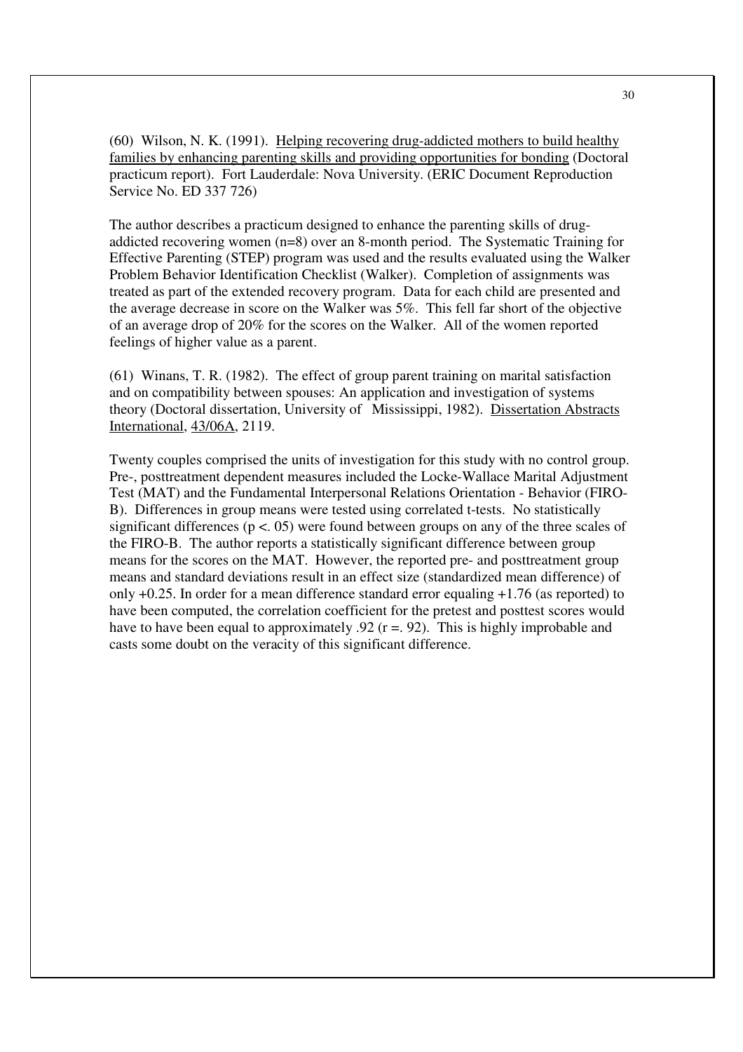(60) Wilson, N. K. (1991). Helping recovering drug-addicted mothers to build healthy families by enhancing parenting skills and providing opportunities for bonding (Doctoral practicum report). Fort Lauderdale: Nova University. (ERIC Document Reproduction Service No. ED 337 726)

The author describes a practicum designed to enhance the parenting skills of drug-addicted recovering women (n=8) over an 8-month period. The Systematic Training for Effective Parenting (STEP) program was used and the results evaluated using the Walker Problem Behavior Identification Checklist (Walker). Completion of assignments was treated as part of the extended recovery program. Data for each child are presented and the average decrease in score on the Walker was 5%. This fell far short of the objective of an average drop of 20% for the scores on the Walker. All of the women reported feelings of higher value as a parent.

(61) Winans, T. R. (1982). The effect of group parent training on marital satisfaction and on compatibility between spouses: An application and investigation of systems theory (Doctoral dissertation, University of Mississippi, 1982). Dissertation Abstracts International, 43/06A, 2119.

Twenty couples comprised the units of investigation for this study with no control group. Pre-, posttreatment dependent measures included the Locke-Wallace Marital Adjustment Test (MAT) and the Fundamental Interpersonal Relations Orientation - Behavior (FIRO-B). Differences in group means were tested using correlated t-tests. No statistically significant differences ($p < .05$) were found between groups on any of the three scales of the FIRO-B. The author reports a statistically significant difference between group means for the scores on the MAT. However, the reported pre- and posttreatment group means and standard deviations result in an effect size (standardized mean difference) of only +0.25. In order for a mean difference standard error equaling +1.76 (as reported) to have been computed, the correlation coefficient for the pretest and posttest scores would have to have been equal to approximately .92 ($r = .92$). This is highly improbable and casts some doubt on the veracity of this significant difference.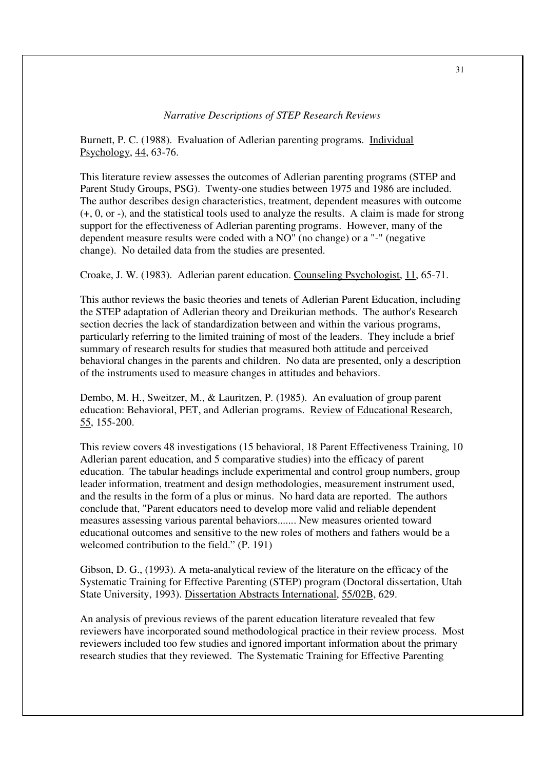*Narrative Descriptions of STEP Research Reviews*

Burnett, P. C. (1988). Evaluation of Adlerian parenting programs. Individual Psychology, 44, 63-76.

This literature review assesses the outcomes of Adlerian parenting programs (STEP and Parent Study Groups, PSG). Twenty-one studies between 1975 and 1986 are included. The author describes design characteristics, treatment, dependent measures with outcome (+, 0, or -), and the statistical tools used to analyze the results. A claim is made for strong support for the effectiveness of Adlerian parenting programs. However, many of the dependent measure results were coded with a NO" (no change) or a "-" (negative change). No detailed data from the studies are presented.

Croake, J. W. (1983). Adlerian parent education. Counseling Psychologist, 11, 65-71.

This author reviews the basic theories and tenets of Adlerian Parent Education, including the STEP adaptation of Adlerian theory and Dreikurian methods. The author's Research section decries the lack of standardization between and within the various programs, particularly referring to the limited training of most of the leaders. They include a brief summary of research results for studies that measured both attitude and perceived behavioral changes in the parents and children. No data are presented, only a description of the instruments used to measure changes in attitudes and behaviors.

Dembo, M. H., Sweitzer, M., & Lauritzen, P. (1985). An evaluation of group parent education: Behavioral, PET, and Adlerian programs. Review of Educational Research, 55, 155-200.

This review covers 48 investigations (15 behavioral, 18 Parent Effectiveness Training, 10 Adlerian parent education, and 5 comparative studies) into the efficacy of parent education. The tabular headings include experimental and control group numbers, group leader information, treatment and design methodologies, measurement instrument used, and the results in the form of a plus or minus. No hard data are reported. The authors conclude that, "Parent educators need to develop more valid and reliable dependent measures assessing various parental behaviors....... New measures oriented toward educational outcomes and sensitive to the new roles of mothers and fathers would be a welcomed contribution to the field." (P. 191)

Gibson, D. G., (1993). A meta-analytical review of the literature on the efficacy of the Systematic Training for Effective Parenting (STEP) program (Doctoral dissertation, Utah State University, 1993). Dissertation Abstracts International, 55/02B, 629.

An analysis of previous reviews of the parent education literature revealed that few reviewers have incorporated sound methodological practice in their review process. Most reviewers included too few studies and ignored important information about the primary research studies that they reviewed. The Systematic Training for Effective Parenting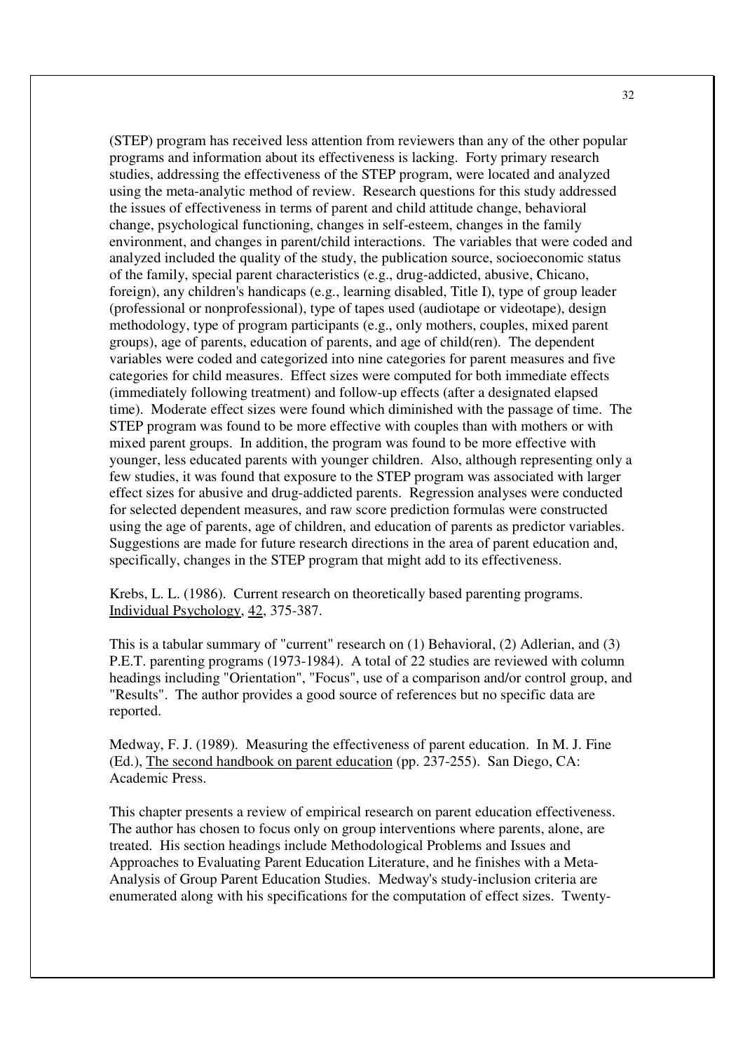(STEP) program has received less attention from reviewers than any of the other popular programs and information about its effectiveness is lacking. Forty primary research studies, addressing the effectiveness of the STEP program, were located and analyzed using the meta-analytic method of review. Research questions for this study addressed the issues of effectiveness in terms of parent and child attitude change, behavioral change, psychological functioning, changes in self-esteem, changes in the family environment, and changes in parent/child interactions. The variables that were coded and analyzed included the quality of the study, the publication source, socioeconomic status of the family, special parent characteristics (e.g., drug-addicted, abusive, Chicano, foreign), any children's handicaps (e.g., learning disabled, Title I), type of group leader (professional or nonprofessional), type of tapes used (audiotape or videotape), design methodology, type of program participants (e.g., only mothers, couples, mixed parent groups), age of parents, education of parents, and age of child(ren). The dependent variables were coded and categorized into nine categories for parent measures and five categories for child measures. Effect sizes were computed for both immediate effects (immediately following treatment) and follow-up effects (after a designated elapsed time). Moderate effect sizes were found which diminished with the passage of time. The STEP program was found to be more effective with couples than with mothers or with mixed parent groups. In addition, the program was found to be more effective with younger, less educated parents with younger children. Also, although representing only a few studies, it was found that exposure to the STEP program was associated with larger effect sizes for abusive and drug-addicted parents. Regression analyses were conducted for selected dependent measures, and raw score prediction formulas were constructed using the age of parents, age of children, and education of parents as predictor variables. Suggestions are made for future research directions in the area of parent education and, specifically, changes in the STEP program that might add to its effectiveness.

Krebs, L. L. (1986). Current research on theoretically based parenting programs. Individual Psychology, 42, 375-387.

This is a tabular summary of "current" research on (1) Behavioral, (2) Adlerian, and (3) P.E.T. parenting programs (1973-1984). A total of 22 studies are reviewed with column headings including "Orientation", "Focus", use of a comparison and/or control group, and "Results". The author provides a good source of references but no specific data are reported.

Medway, F. J. (1989). Measuring the effectiveness of parent education. In M. J. Fine (Ed.), The second handbook on parent education (pp. 237-255). San Diego, CA: Academic Press.

This chapter presents a review of empirical research on parent education effectiveness. The author has chosen to focus only on group interventions where parents, alone, are treated. His section headings include Methodological Problems and Issues and Approaches to Evaluating Parent Education Literature, and he finishes with a Meta-Analysis of Group Parent Education Studies. Medway's study-inclusion criteria are enumerated along with his specifications for the computation of effect sizes. Twenty-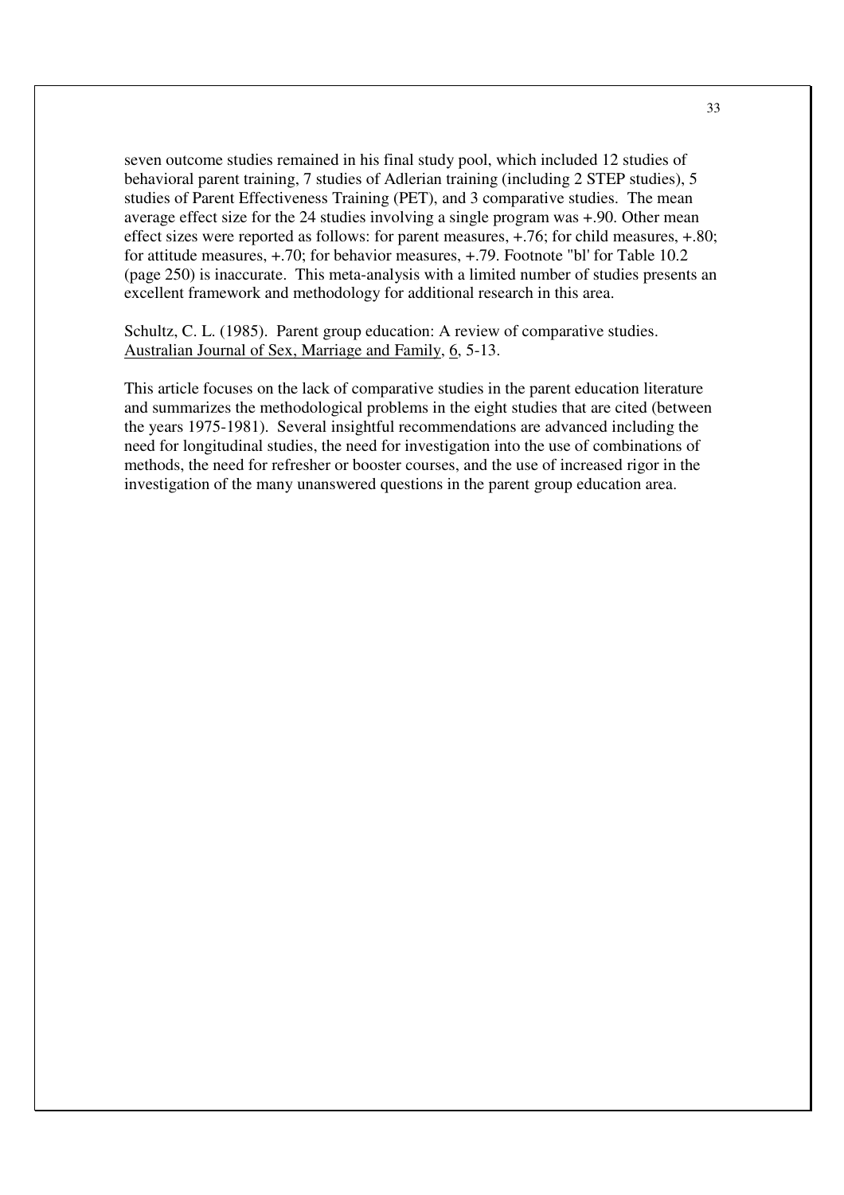seven outcome studies remained in his final study pool, which included 12 studies of behavioral parent training, 7 studies of Adlerian training (including 2 STEP studies), 5 studies of Parent Effectiveness Training (PET), and 3 comparative studies. The mean average effect size for the 24 studies involving a single program was +.90. Other mean effect sizes were reported as follows: for parent measures, +.76; for child measures, +.80; for attitude measures, +.70; for behavior measures, +.79. Footnote "bl' for Table 10.2 (page 250) is inaccurate. This meta-analysis with a limited number of studies presents an excellent framework and methodology for additional research in this area.

Schultz, C. L. (1985). Parent group education: A review of comparative studies. Australian Journal of Sex, Marriage and Family, 6, 5-13.

This article focuses on the lack of comparative studies in the parent education literature and summarizes the methodological problems in the eight studies that are cited (between the years 1975-1981). Several insightful recommendations are advanced including the need for longitudinal studies, the need for investigation into the use of combinations of methods, the need for refresher or booster courses, and the use of increased rigor in the investigation of the many unanswered questions in the parent group education area.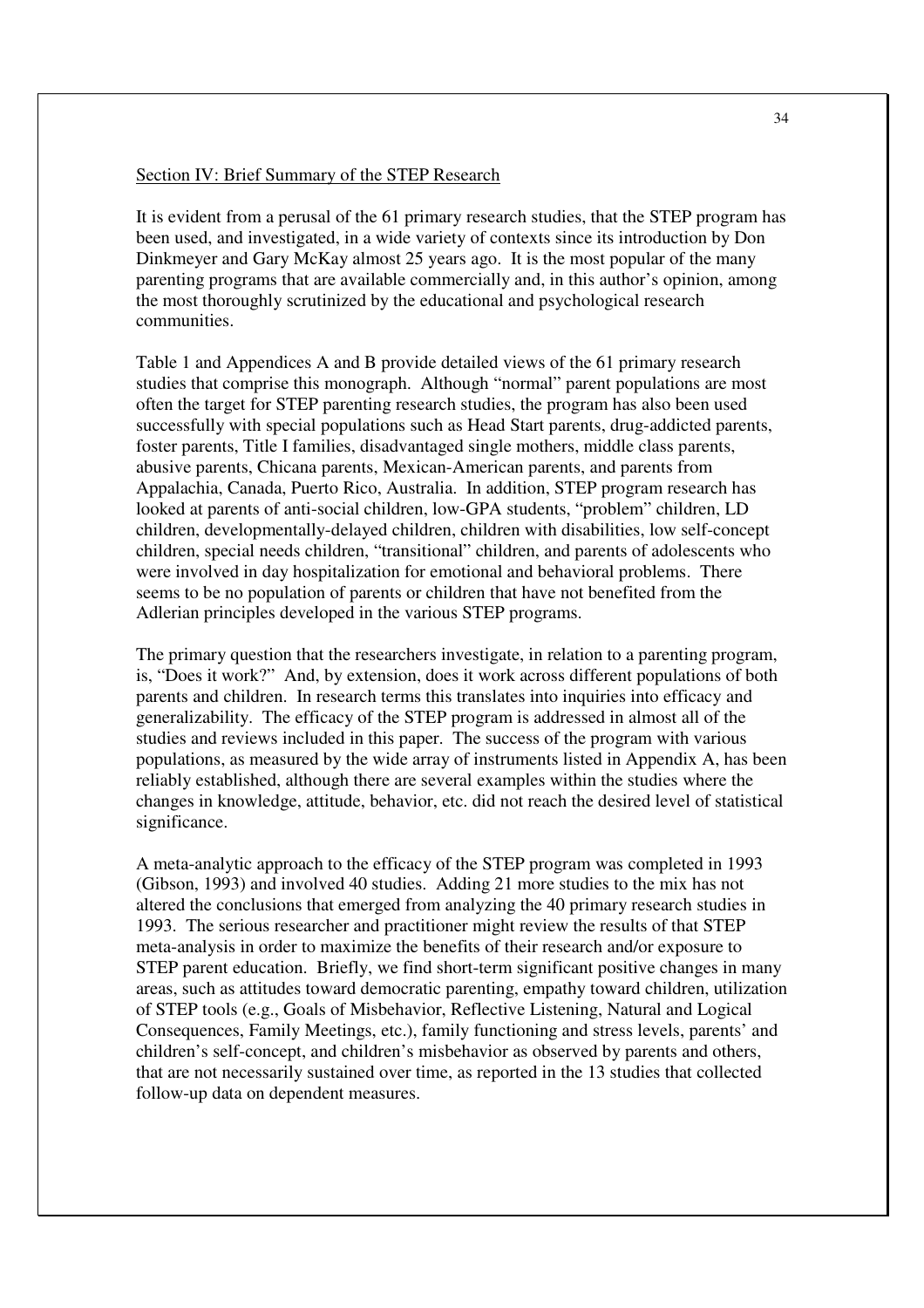Section IV: Brief Summary of the STEP Research

It is evident from a perusal of the 61 primary research studies, that the STEP program has been used, and investigated, in a wide variety of contexts since its introduction by Don Dinkmeyer and Gary McKay almost 25 years ago. It is the most popular of the many parenting programs that are available commercially and, in this author's opinion, among the most thoroughly scrutinized by the educational and psychological research communities.

Table 1 and Appendices A and B provide detailed views of the 61 primary research studies that comprise this monograph. Although "normal" parent populations are most often the target for STEP parenting research studies, the program has also been used successfully with special populations such as Head Start parents, drug-addicted parents, foster parents, Title I families, disadvantaged single mothers, middle class parents, abusive parents, Chicana parents, Mexican-American parents, and parents from Appalachia, Canada, Puerto Rico, Australia. In addition, STEP program research has looked at parents of anti-social children, low-GPA students, "problem" children, LD children, developmentally-delayed children, children with disabilities, low self-concept children, special needs children, "transitional" children, and parents of adolescents who were involved in day hospitalization for emotional and behavioral problems. There seems to be no population of parents or children that have not benefited from the Adlerian principles developed in the various STEP programs.

The primary question that the researchers investigate, in relation to a parenting program, is, "Does it work?" And, by extension, does it work across different populations of both parents and children. In research terms this translates into inquiries into efficacy and generalizability. The efficacy of the STEP program is addressed in almost all of the studies and reviews included in this paper. The success of the program with various populations, as measured by the wide array of instruments listed in Appendix A, has been reliably established, although there are several examples within the studies where the changes in knowledge, attitude, behavior, etc. did not reach the desired level of statistical significance.

A meta-analytic approach to the efficacy of the STEP program was completed in 1993 (Gibson, 1993) and involved 40 studies. Adding 21 more studies to the mix has not altered the conclusions that emerged from analyzing the 40 primary research studies in 1993. The serious researcher and practitioner might review the results of that STEP meta-analysis in order to maximize the benefits of their research and/or exposure to STEP parent education. Briefly, we find short-term significant positive changes in many areas, such as attitudes toward democratic parenting, empathy toward children, utilization of STEP tools (e.g., Goals of Misbehavior, Reflective Listening, Natural and Logical Consequences, Family Meetings, etc.), family functioning and stress levels, parents' and children's self-concept, and children's misbehavior as observed by parents and others, that are not necessarily sustained over time, as reported in the 13 studies that collected follow-up data on dependent measures.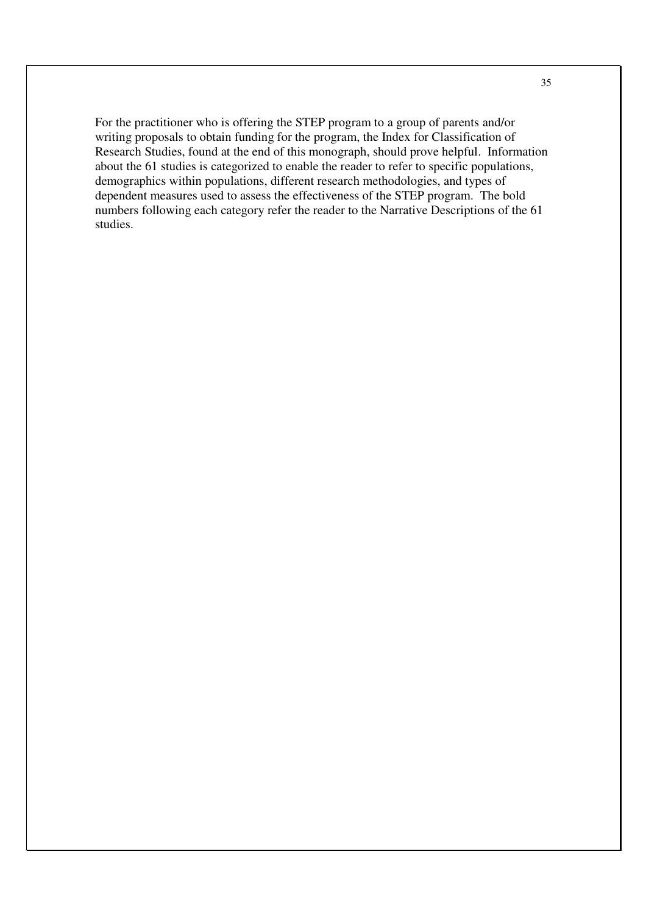For the practitioner who is offering the STEP program to a group of parents and/or writing proposals to obtain funding for the program, the Index for Classification of Research Studies, found at the end of this monograph, should prove helpful. Information about the 61 studies is categorized to enable the reader to refer to specific populations, demographics within populations, different research methodologies, and types of dependent measures used to assess the effectiveness of the STEP program. The bold numbers following each category refer the reader to the Narrative Descriptions of the 61 studies.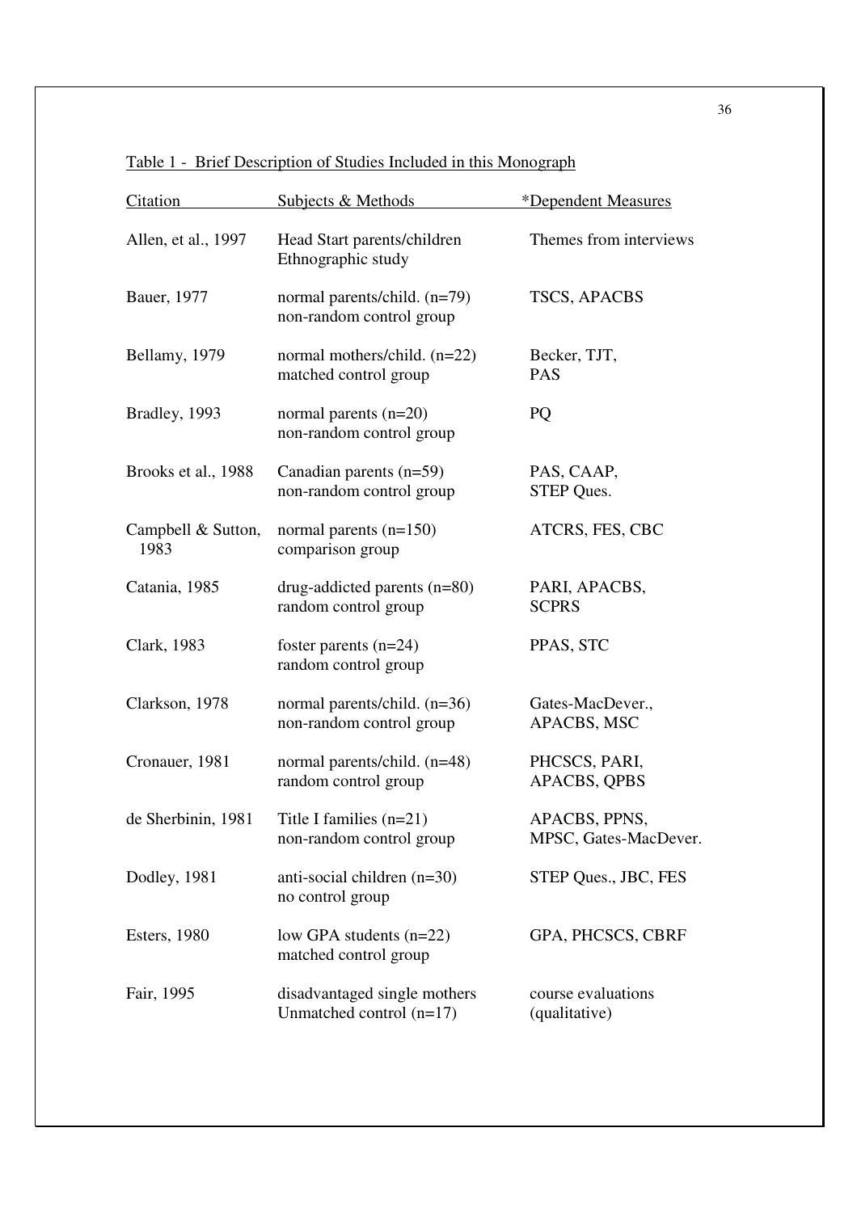Table 1 - Brief Description of Studies Included in this Monograph

| Citation | Subjects & Methods | *Dependent Measures |
|---|---|---|
| Allen, et al., 1997 | Head Start parents/children<br>Ethnographic study | Themes from interviews |
| Bauer, 1977 | normal parents/child. (n=79)<br>non-random control group | TSCS, APACBS |
| Bellamy, 1979 | normal mothers/child. (n=22)<br>matched control group | Becker, TJT,<br>PAS |
| Bradley, 1993 | normal parents (n=20)<br>non-random control group | PQ |
| Brooks et al., 1988 | Canadian parents (n=59)<br>non-random control group | PAS, CAAP,<br>STEP Ques. |
| Campbell & Sutton, 1983 | normal parents (n=150)<br>comparison group | ATCRS, FES, CBC |
| Catania, 1985 | drug-addicted parents (n=80)<br>random control group | PARI, APACBS,<br>SCPRS |
| Clark, 1983 | foster parents (n=24)<br>random control group | PPAS, STC |
| Clarkson, 1978 | normal parents/child. (n=36)<br>non-random control group | Gates-MacDever.,<br>APACBS, MSC |
| Cronauer, 1981 | normal parents/child. (n=48)<br>random control group | PHCSCS, PARI,<br>APACBS, QPBS |
| de Sherbinin, 1981 | Title I families (n=21)<br>non-random control group | APACBS, PPNS,<br>MPSC, Gates-MacDever. |
| Dodley, 1981 | anti-social children (n=30)<br>no control group | STEP Ques., JBC, FES |
| Esters, 1980 | low GPA students (n=22)<br>matched control group | GPA, PHCSCS, CBRF |
| Fair, 1995 | disadvantaged single mothers<br>Unmatched control (n=17) | course evaluations<br>(qualitative) |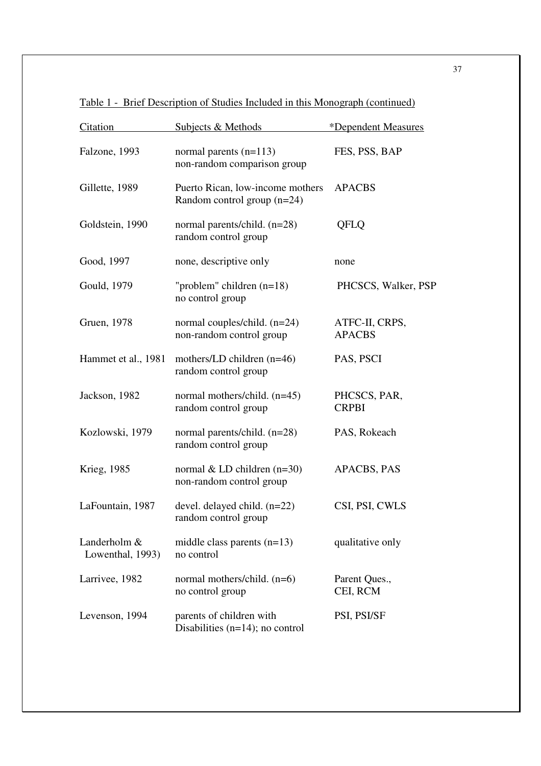Table 1 - Brief Description of Studies Included in this Monograph (continued)

| Citation | Subjects & Methods | *Dependent Measures |
| --- | --- | --- |
| Falzone, 1993 | normal parents (n=113) non-random comparison group | FES, PSS, BAP |
| Gillette, 1989 | Puerto Rican, low-income mothers Random control group (n=24) | APACBS |
| Goldstein, 1990 | normal parents/child. (n=28) random control group | QFLQ |
| Good, 1997 | none, descriptive only | none |
| Gould, 1979 | "problem" children (n=18) no control group | PHCSCS, Walker, PSP |
| Gruen, 1978 | normal couples/child. (n=24) non-random control group | ATFC-II, CRPS, APACBS |
| Hammet et al., 1981 | mothers/LD children (n=46) random control group | PAS, PSCI |
| Jackson, 1982 | normal mothers/child. (n=45) random control group | PHCSCS, PAR, CRPBI |
| Kozlowski, 1979 | normal parents/child. (n=28) random control group | PAS, Rokeach |
| Krieg, 1985 | normal & LD children (n=30) non-random control group | APACBS, PAS |
| LaFountain, 1987 | devel. delayed child. (n=22) random control group | CSI, PSI, CWLS |
| Landerholm & Lowenthal, 1993) | middle class parents (n=13) no control | qualitative only |
| Larrivee, 1982 | normal mothers/child. (n=6) no control group | Parent Ques., CEI, RCM |
| Levenson, 1994 | parents of children with Disabilities (n=14); no control | PSI, PSI/SF |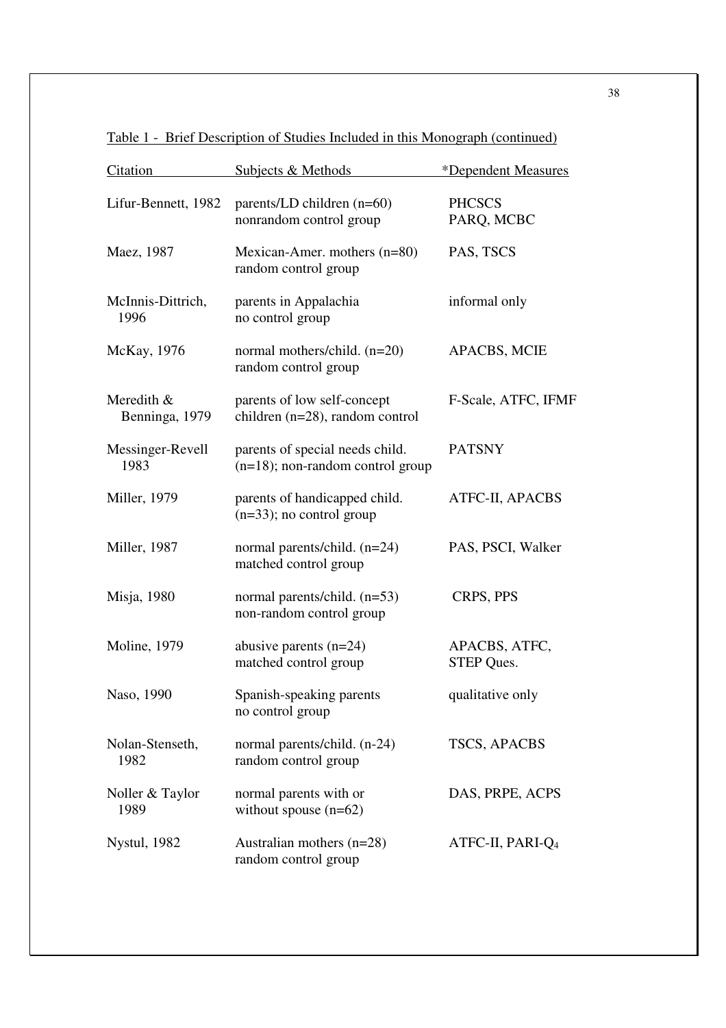Table 1 - Brief Description of Studies Included in this Monograph (continued)

| Citation | Subjects & Methods | *Dependent Measures |
|---|---|---|
| Lifur-Bennett, 1982 | parents/LD children (n=60) nonrandom control group | PHCSCS PARQ, MCBC |
| Maez, 1987 | Mexican-Amer. mothers (n=80) random control group | PAS, TSCS |
| McInnis-Dittrich, 1996 | parents in Appalachia no control group | informal only |
| McKay, 1976 | normal mothers/child. (n=20) random control group | APACBS, MCIE |
| Meredith & Benninga, 1979 | parents of low self-concept children (n=28), random control | F-Scale, ATFC, IFMF |
| Messinger-Revell 1983 | parents of special needs child. (n=18); non-random control group | PATSNY |
| Miller, 1979 | parents of handicapped child. (n=33); no control group | ATFC-II, APACBS |
| Miller, 1987 | normal parents/child. (n=24) matched control group | PAS, PSCI, Walker |
| Misja, 1980 | normal parents/child. (n=53) non-random control group | CRPS, PPS |
| Moline, 1979 | abusive parents (n=24) matched control group | APACBS, ATFC, STEP Ques. |
| Naso, 1990 | Spanish-speaking parents no control group | qualitative only |
| Nolan-Stenseth, 1982 | normal parents/child. (n-24) random control group | TSCS, APACBS |
| Noller & Taylor 1989 | normal parents with or without spouse (n=62) | DAS, PRPE, ACPS |
| Nystul, 1982 | Australian mothers (n=28) random control group | ATFC-II, PARI-$Q_4$ |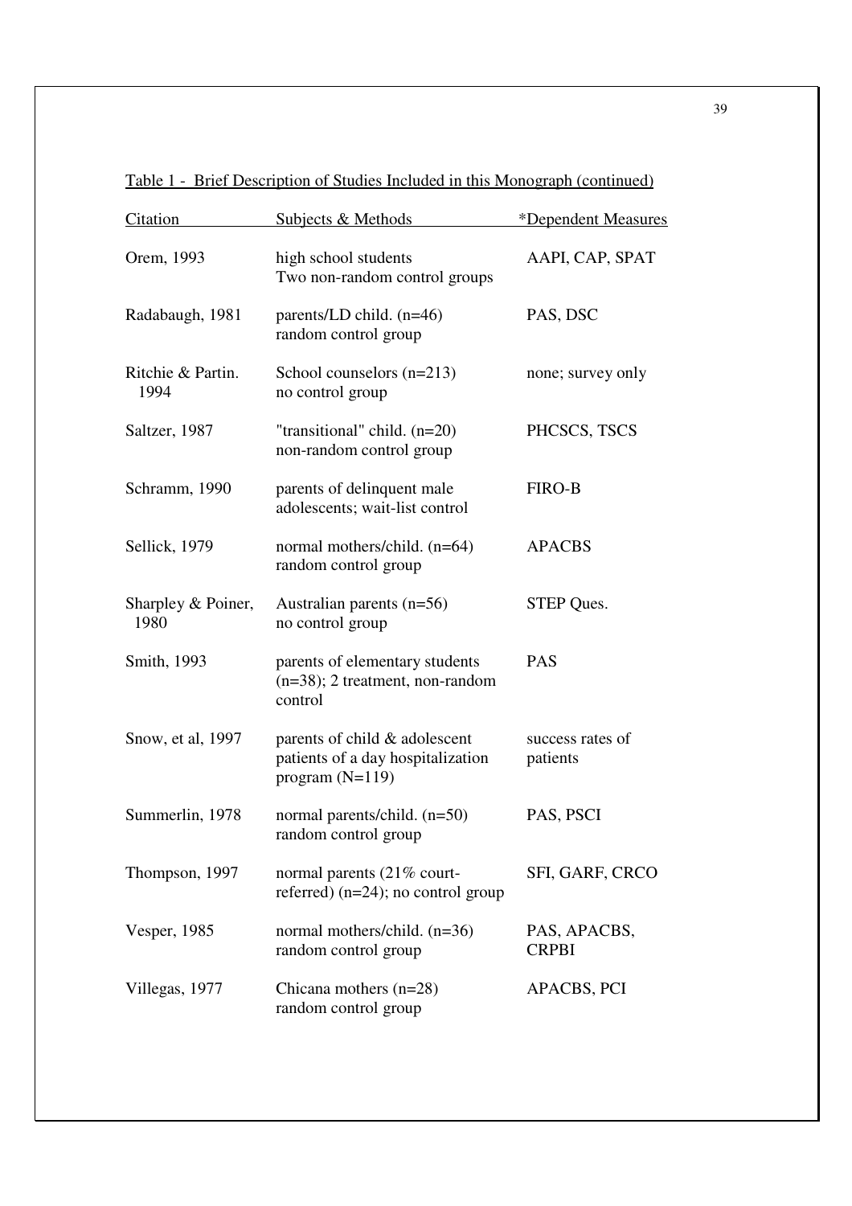Table 1 - Brief Description of Studies Included in this Monograph (continued)

| Citation | Subjects & Methods | *Dependent Measures |
|---|---|---|
| Orem, 1993 | high school students<br>Two non-random control groups | AAPI, CAP, SPAT |
| Radabaugh, 1981 | parents/LD child. (n=46)<br>random control group | PAS, DSC |
| Ritchie & Partin. 1994 | School counselors (n=213)<br>no control group | none; survey only |
| Saltzer, 1987 | "transitional" child. (n=20)<br>non-random control group | PHCSCS, TSCS |
| Schramm, 1990 | parents of delinquent male adolescents; wait-list control | FIRO-B |
| Sellick, 1979 | normal mothers/child. (n=64)<br>random control group | APACBS |
| Sharpley & Poiner, 1980 | Australian parents (n=56)<br>no control group | STEP Ques. |
| Smith, 1993 | parents of elementary students (n=38); 2 treatment, non-random control | PAS |
| Snow, et al, 1997 | parents of child & adolescent patients of a day hospitalization program (N=119) | success rates of patients |
| Summerlin, 1978 | normal parents/child. (n=50)<br>random control group | PAS, PSCI |
| Thompson, 1997 | normal parents (21% court-referred) (n=24); no control group | SFI, GARF, CRCO |
| Vesper, 1985 | normal mothers/child. (n=36)<br>random control group | PAS, APACBS, CRPBI |
| Villegas, 1977 | Chicana mothers (n=28)<br>random control group | APACBS, PCI |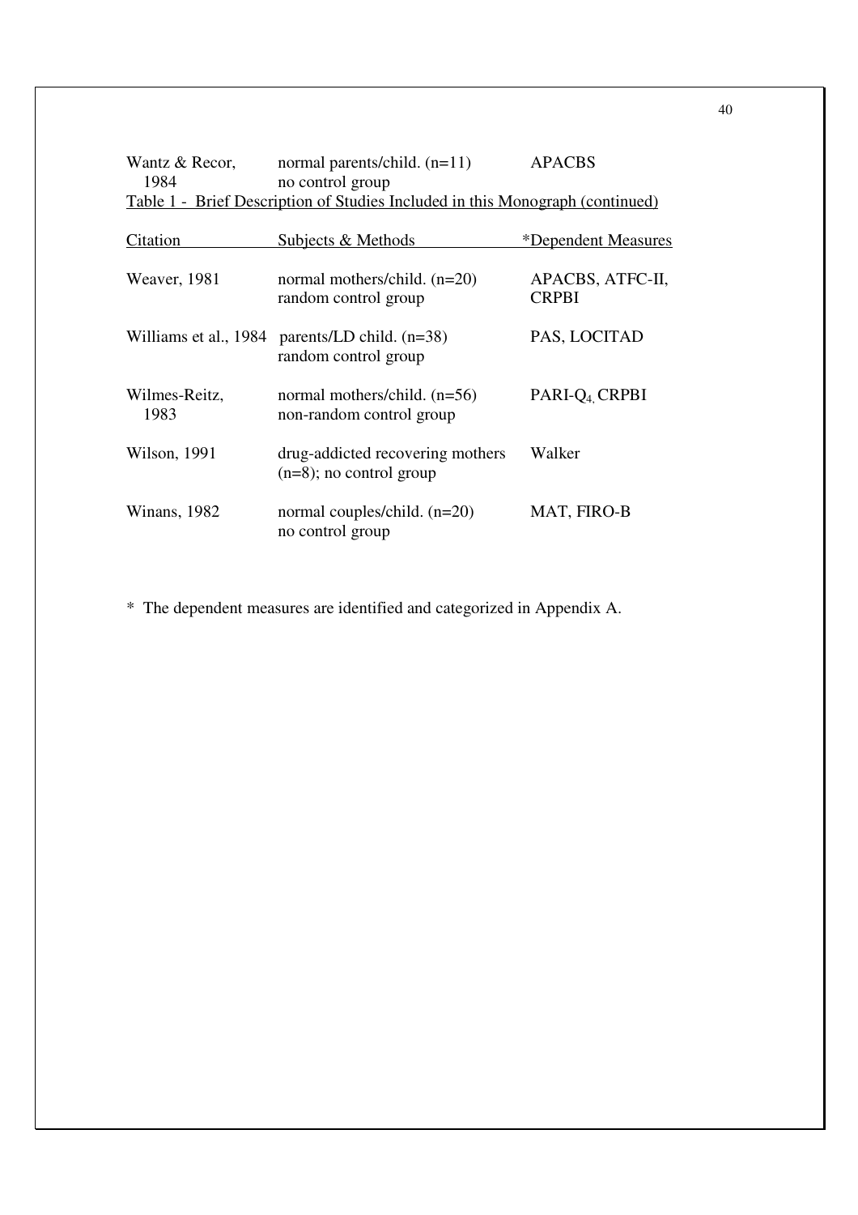| Citation | Subjects & Methods | *Dependent Measures |
| --- | --- | --- |
| Wantz & Recor, 1984 | normal parents/child. (n=11) no control group | APACBS |

Table 1 - Brief Description of Studies Included in this Monograph (continued)

| Citation | Subjects & Methods | *Dependent Measures |
| --- | --- | --- |
| Weaver, 1981 | normal mothers/child. (n=20) random control group | APACBS, ATFC-II, CRPBI |
| Williams et al., 1984 | parents/LD child. (n=38) random control group | PAS, LOCITAD |
| Wilmes-Reitz, 1983 | normal mothers/child. (n=56) non-random control group | PARI-$Q_4$, CRPBI |
| Wilson, 1991 | drug-addicted recovering mothers (n=8); no control group | Walker |
| Winans, 1982 | normal couples/child. (n=20) no control group | MAT, FIRO-B |

* The dependent measures are identified and categorized in Appendix A.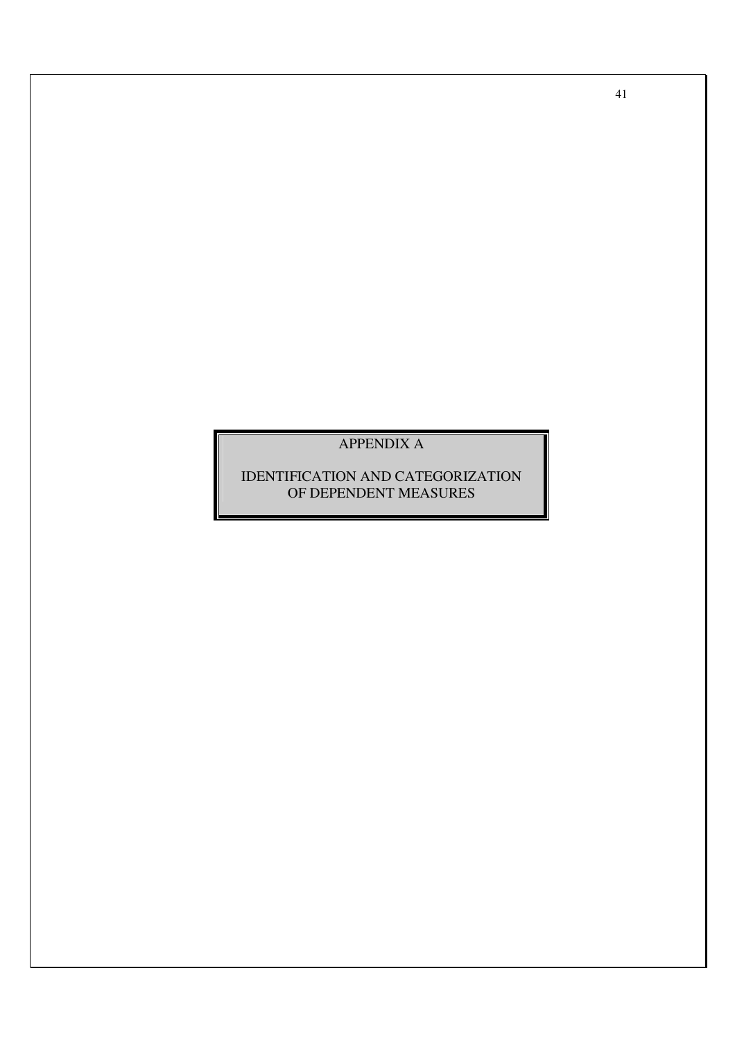# APPENDIX A

## IDENTIFICATION AND CATEGORIZATION OF DEPENDENT MEASURES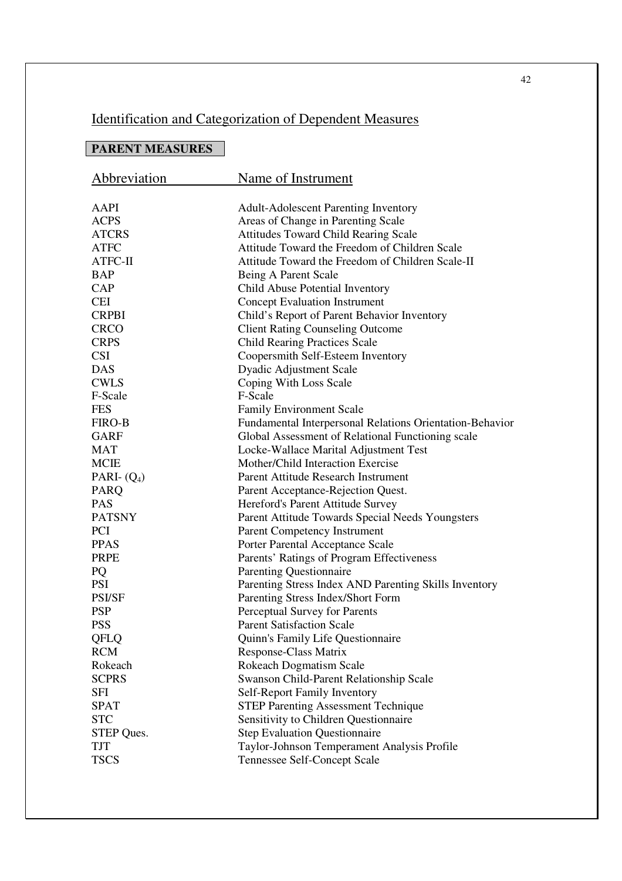## Identification and Categorization of Dependent Measures

**PARENT MEASURES**

| Abbreviation | Name of Instrument |
|---|---|
| AAPI | Adult-Adolescent Parenting Inventory |
| ACPS | Areas of Change in Parenting Scale |
| ATCRS | Attitudes Toward Child Rearing Scale |
| ATFC | Attitude Toward the Freedom of Children Scale |
| ATFC-II | Attitude Toward the Freedom of Children Scale-II |
| BAP | Being A Parent Scale |
| CAP | Child Abuse Potential Inventory |
| CEI | Concept Evaluation Instrument |
| CRPBI | Child's Report of Parent Behavior Inventory |
| CRCO | Client Rating Counseling Outcome |
| CRPS | Child Rearing Practices Scale |
| CSI | Coopersmith Self-Esteem Inventory |
| DAS | Dyadic Adjustment Scale |
| CWLS | Coping With Loss Scale |
| F-Scale | F-Scale |
| FES | Family Environment Scale |
| FIRO-B | Fundamental Interpersonal Relations Orientation-Behavior |
| GARF | Global Assessment of Relational Functioning scale |
| MAT | Locke-Wallace Marital Adjustment Test |
| MCIE | Mother/Child Interaction Exercise |
| PARI- ($Q_4$) | Parent Attitude Research Instrument |
| PARQ | Parent Acceptance-Rejection Quest. |
| PAS | Hereford's Parent Attitude Survey |
| PATSNY | Parent Attitude Towards Special Needs Youngsters |
| PCI | Parent Competency Instrument |
| PPAS | Porter Parental Acceptance Scale |
| PRPE | Parents' Ratings of Program Effectiveness |
| PQ | Parenting Questionnaire |
| PSI | Parenting Stress Index AND Parenting Skills Inventory |
| PSI/SF | Parenting Stress Index/Short Form |
| PSP | Perceptual Survey for Parents |
| PSS | Parent Satisfaction Scale |
| QFLQ | Quinn's Family Life Questionnaire |
| RCM | Response-Class Matrix |
| Rokeach | Rokeach Dogmatism Scale |
| SCPRS | Swanson Child-Parent Relationship Scale |
| SFI | Self-Report Family Inventory |
| SPAT | STEP Parenting Assessment Technique |
| STC | Sensitivity to Children Questionnaire |
| STEP Ques. | Step Evaluation Questionnaire |
| TJT | Taylor-Johnson Temperament Analysis Profile |
| TSCS | Tennessee Self-Concept Scale |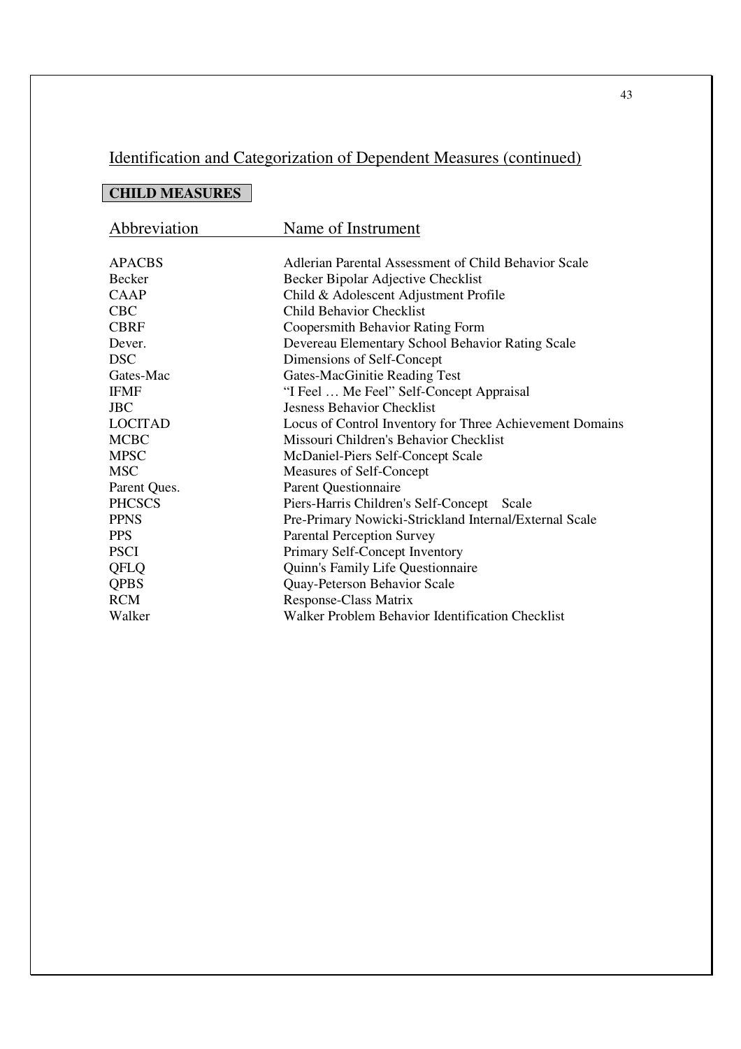## Identification and Categorization of Dependent Measures (continued)

**CHILD MEASURES**

| Abbreviation | Name of Instrument |
|---|---|
| APACBS | Adlerian Parental Assessment of Child Behavior Scale |
| Becker | Becker Bipolar Adjective Checklist |
| CAAP | Child & Adolescent Adjustment Profile |
| CBC | Child Behavior Checklist |
| CBRF | Coopersmith Behavior Rating Form |
| Dever. | Devereau Elementary School Behavior Rating Scale |
| DSC | Dimensions of Self-Concept |
| Gates-Mac | Gates-MacGinitie Reading Test |
| IFMF | "I Feel … Me Feel" Self-Concept Appraisal |
| JBC | Jesness Behavior Checklist |
| LOCITAD | Locus of Control Inventory for Three Achievement Domains |
| MCBC | Missouri Children's Behavior Checklist |
| MPSC | McDaniel-Piers Self-Concept Scale |
| MSC | Measures of Self-Concept |
| Parent Ques. | Parent Questionnaire |
| PHCSCS | Piers-Harris Children's Self-Concept Scale |
| PPNS | Pre-Primary Nowicki-Strickland Internal/External Scale |
| PPS | Parental Perception Survey |
| PSCI | Primary Self-Concept Inventory |
| QFLQ | Quinn's Family Life Questionnaire |
| QPBS | Quay-Peterson Behavior Scale |
| RCM | Response-Class Matrix |
| Walker | Walker Problem Behavior Identification Checklist |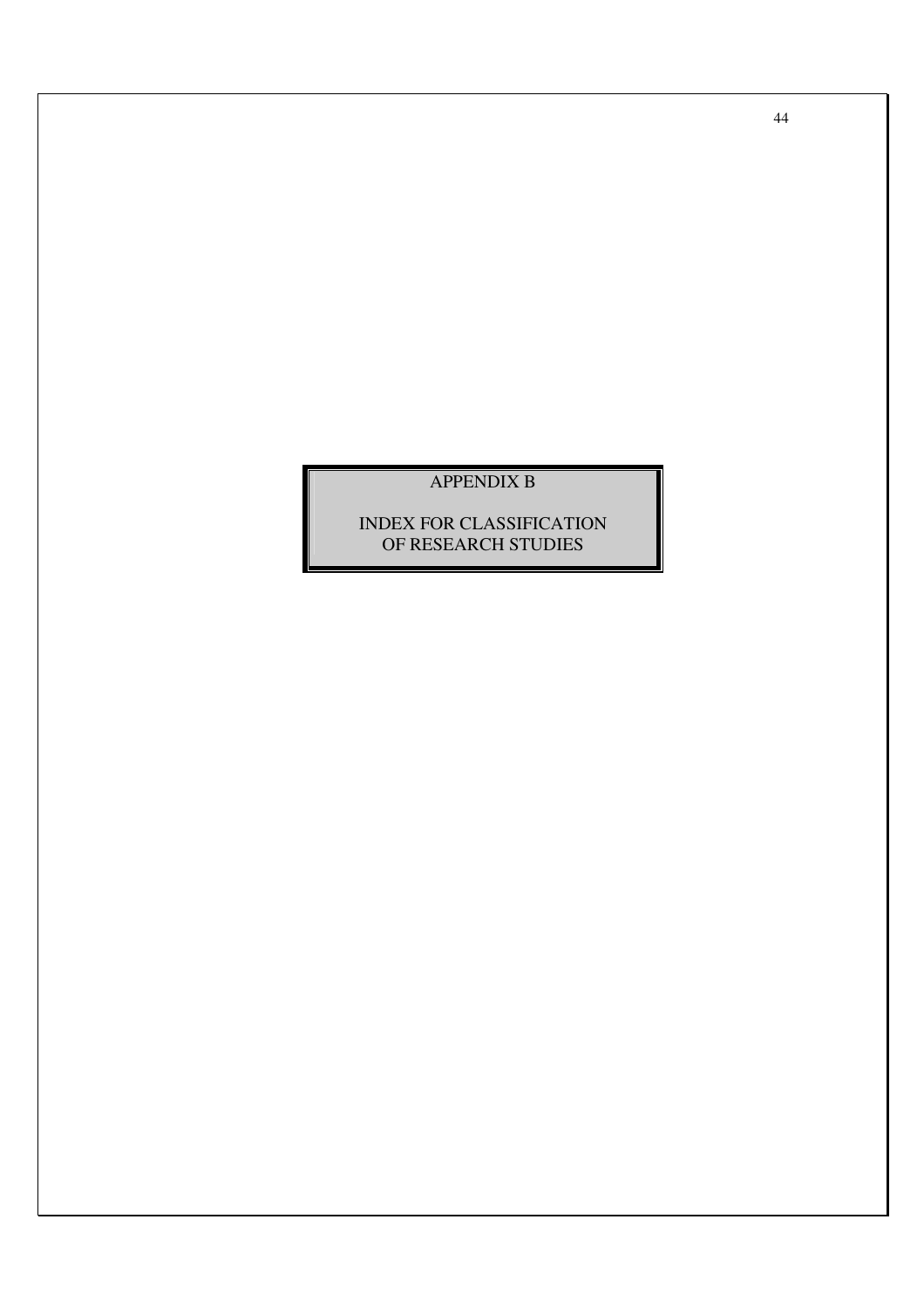# APPENDIX B

## INDEX FOR CLASSIFICATION OF RESEARCH STUDIES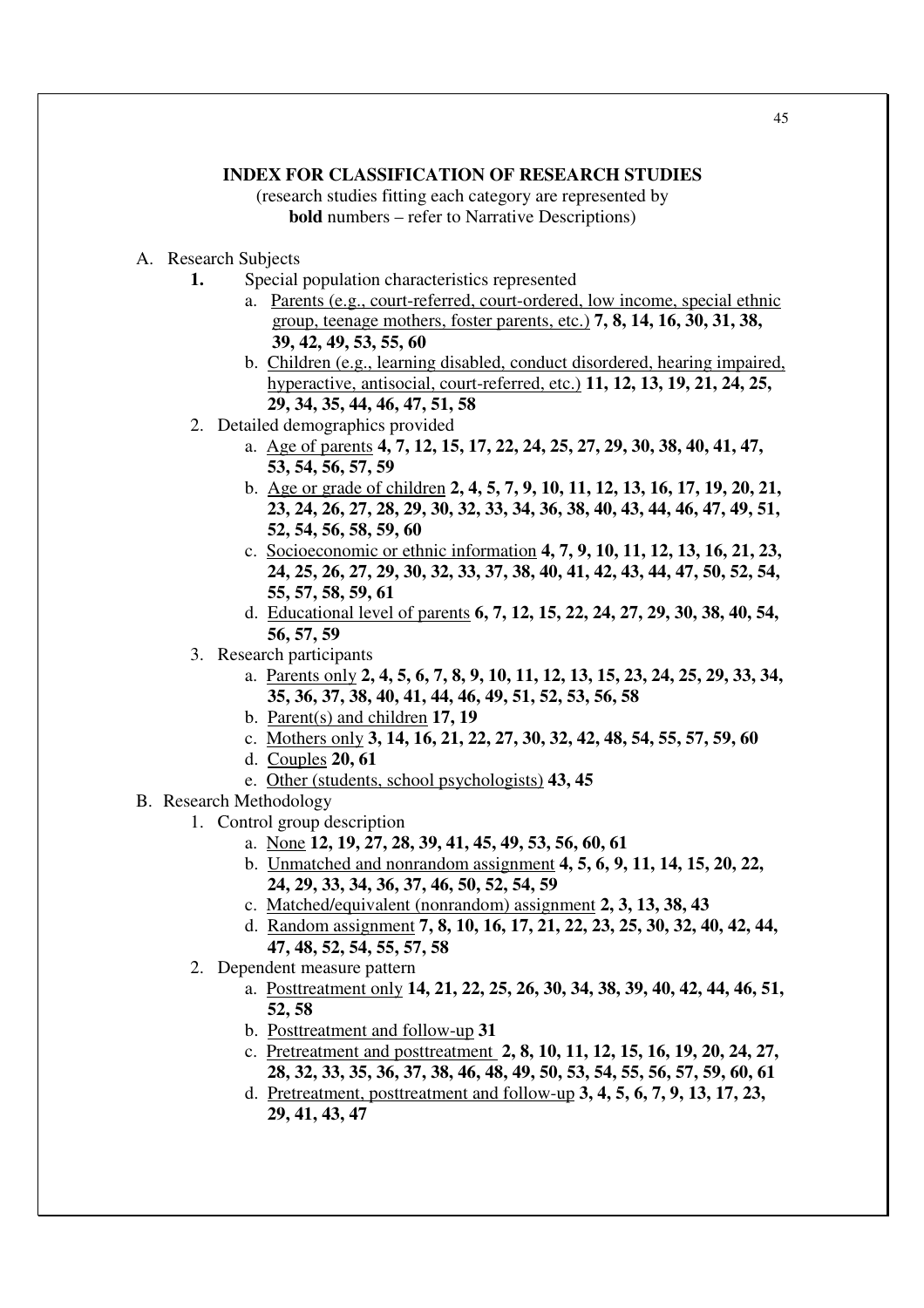## INDEX FOR CLASSIFICATION OF RESEARCH STUDIES

(research studies fitting each category are represented by **bold** numbers – refer to Narrative Descriptions)

A. Research Subjects
   1. Special population characteristics represented
      a. Parents (e.g., court-referred, court-ordered, low income, special ethnic group, teenage mothers, foster parents, etc.) **7, 8, 14, 16, 30, 31, 38, 39, 42, 49, 53, 55, 60**
      b. Children (e.g., learning disabled, conduct disordered, hearing impaired, hyperactive, antisocial, court-referred, etc.) **11, 12, 13, 19, 21, 24, 25, 29, 34, 35, 44, 46, 47, 51, 58**
   2. Detailed demographics provided
      a. Age of parents **4, 7, 12, 15, 17, 22, 24, 25, 27, 29, 30, 38, 40, 41, 47, 53, 54, 56, 57, 59**
      b. Age or grade of children **2, 4, 5, 7, 9, 10, 11, 12, 13, 16, 17, 19, 20, 21, 23, 24, 26, 27, 28, 29, 30, 32, 33, 34, 36, 38, 40, 43, 44, 46, 47, 49, 51, 52, 54, 56, 58, 59, 60**
      c. Socioeconomic or ethnic information **4, 7, 9, 10, 11, 12, 13, 16, 21, 23, 24, 25, 26, 27, 29, 30, 32, 33, 37, 38, 40, 41, 42, 43, 44, 47, 50, 52, 54, 55, 57, 58, 59, 61**
      d. Educational level of parents **6, 7, 12, 15, 22, 24, 27, 29, 30, 38, 40, 54, 56, 57, 59**
   3. Research participants
      a. Parents only **2, 4, 5, 6, 7, 8, 9, 10, 11, 12, 13, 15, 23, 24, 25, 29, 33, 34, 35, 36, 37, 38, 40, 41, 44, 46, 49, 51, 52, 53, 56, 58**
      b. Parent(s) and children **17, 19**
      c. Mothers only **3, 14, 16, 21, 22, 27, 30, 32, 42, 48, 54, 55, 57, 59, 60**
      d. Couples **20, 61**
      e. Other (students, school psychologists) **43, 45**

B. Research Methodology
   1. Control group description
      a. None **12, 19, 27, 28, 39, 41, 45, 49, 53, 56, 60, 61**
      b. Unmatched and nonrandom assignment **4, 5, 6, 9, 11, 14, 15, 20, 22, 24, 29, 33, 34, 36, 37, 46, 50, 52, 54, 59**
      c. Matched/equivalent (nonrandom) assignment **2, 3, 13, 38, 43**
      d. Random assignment **7, 8, 10, 16, 17, 21, 22, 23, 25, 30, 32, 40, 42, 44, 47, 48, 52, 54, 55, 57, 58**
   2. Dependent measure pattern
      a. Posttreatment only **14, 21, 22, 25, 26, 30, 34, 38, 39, 40, 42, 44, 46, 51, 52, 58**
      b. Posttreatment and follow-up **31**
      c. Pretreatment and posttreatment **2, 8, 10, 11, 12, 15, 16, 19, 20, 24, 27, 28, 32, 33, 35, 36, 37, 38, 46, 48, 49, 50, 53, 54, 55, 56, 57, 59, 60, 61**
      d. Pretreatment, posttreatment and follow-up **3, 4, 5, 6, 7, 9, 13, 17, 23, 29, 41, 43, 47**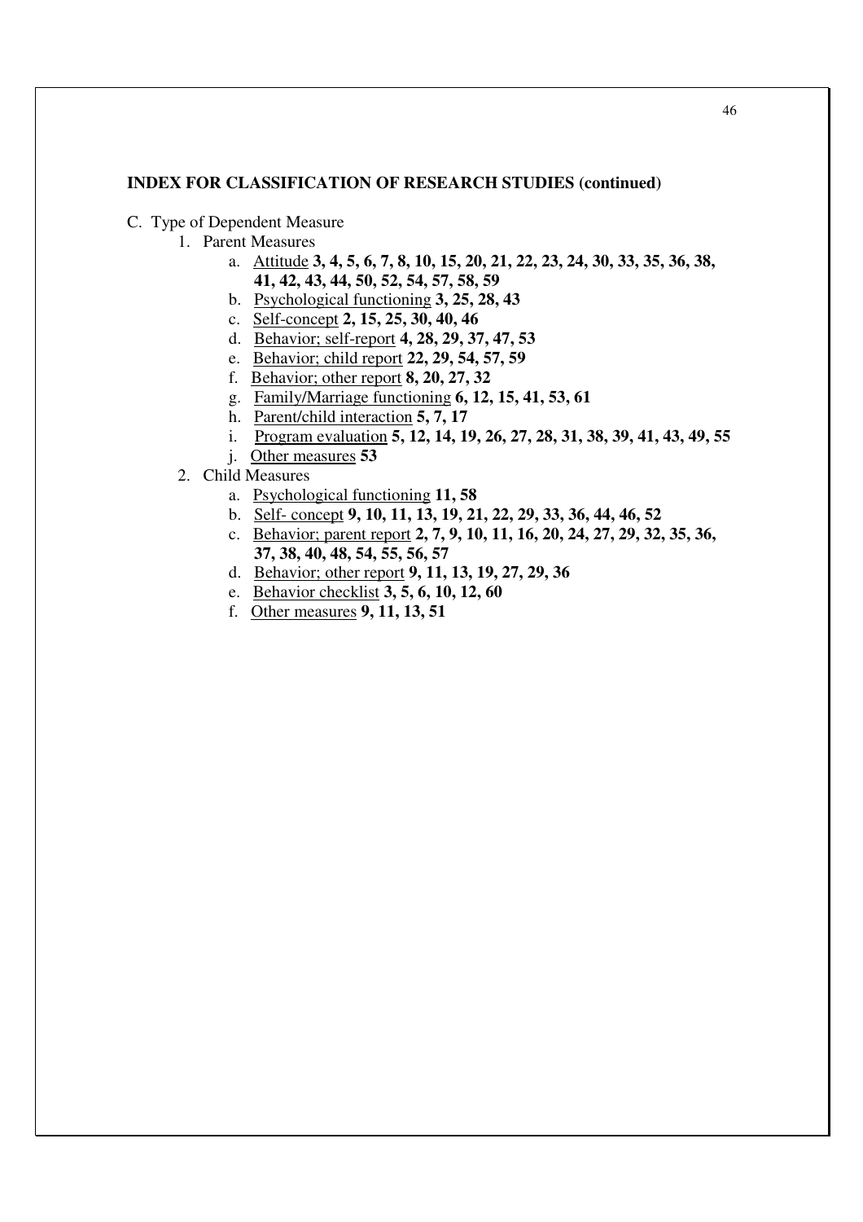**INDEX FOR CLASSIFICATION OF RESEARCH STUDIES (continued)**

C. Type of Dependent Measure

1. Parent Measures
    a. <u>Attitude</u> **3, 4, 5, 6, 7, 8, 10, 15, 20, 21, 22, 23, 24, 30, 33, 35, 36, 38, 41, 42, 43, 44, 50, 52, 54, 57, 58, 59**
    b. <u>Psychological functioning</u> **3, 25, 28, 43**
    c. <u>Self-concept</u> **2, 15, 25, 30, 40, 46**
    d. <u>Behavior; self-report</u> **4, 28, 29, 37, 47, 53**
    e. <u>Behavior; child report</u> **22, 29, 54, 57, 59**
    f. <u>Behavior; other report</u> **8, 20, 27, 32**
    g. <u>Family/Marriage functioning</u> **6, 12, 15, 41, 53, 61**
    h. <u>Parent/child interaction</u> **5, 7, 17**
    i. <u>Program evaluation</u> **5, 12, 14, 19, 26, 27, 28, 31, 38, 39, 41, 43, 49, 55**
    j. <u>Other measures</u> **53**
2. Child Measures
    a. <u>Psychological functioning</u> **11, 58**
    b. <u>Self- concept</u> **9, 10, 11, 13, 19, 21, 22, 29, 33, 36, 44, 46, 52**
    c. <u>Behavior; parent report</u> **2, 7, 9, 10, 11, 16, 20, 24, 27, 29, 32, 35, 36, 37, 38, 40, 48, 54, 55, 56, 57**
    d. <u>Behavior; other report</u> **9, 11, 13, 19, 27, 29, 36**
    e. <u>Behavior checklist</u> **3, 5, 6, 10, 12, 60**
    f. <u>Other measures</u> **9, 11, 13, 51**